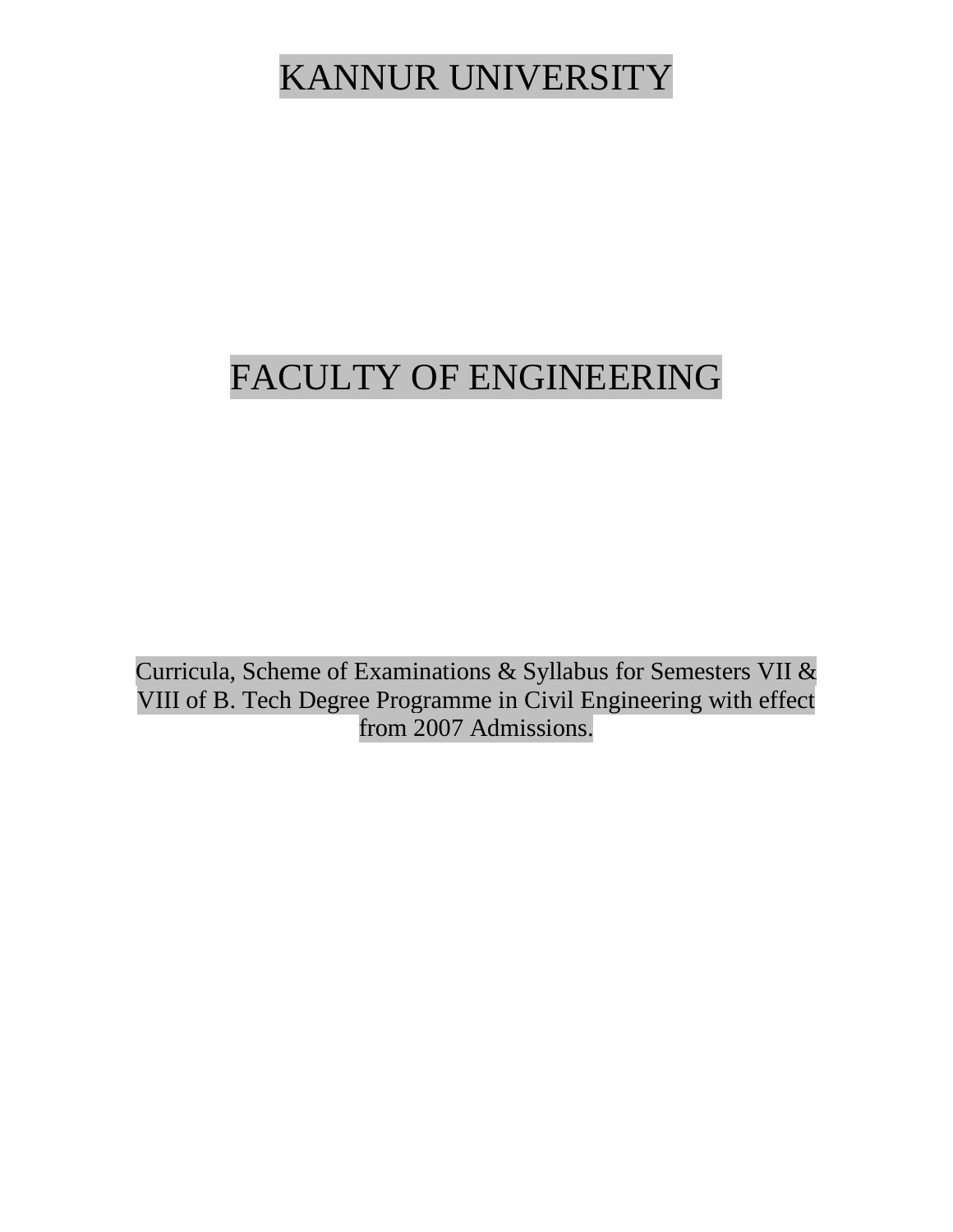# KANNUR UNIVERSITY

# FACULTY OF ENGINEERING

Curricula, Scheme of Examinations & Syllabus for Semesters VII & VIII of B. Tech Degree Programme in Civil Engineering with effect from 2007 Admissions.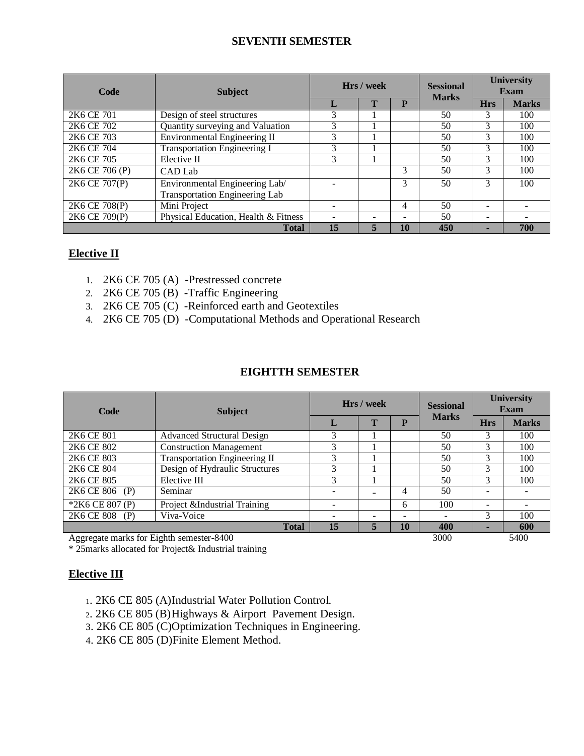## SEVENTH SEMESTER

| Code | Subject | Hrs / week | | | Sessional Marks | University Exam | |
|---|---|---|---|---|---|---|---|
| | | L | T | P | | Hrs | Marks |
| 2K6 CE 701 | Design of steel structures | 3 | 1 | | 50 | 3 | 100 |
| 2K6 CE 702 | Quantity surveying and Valuation | 3 | 1 | | 50 | 3 | 100 |
| 2K6 CE 703 | Environmental Engineering II | 3 | 1 | | 50 | 3 | 100 |
| 2K6 CE 704 | Transportation Engineering I | 3 | 1 | | 50 | 3 | 100 |
| 2K6 CE 705 | Elective II | 3 | 1 | | 50 | 3 | 100 |
| 2K6 CE 706 (P) | CAD Lab | | | 3 | 50 | 3 | 100 |
| 2K6 CE 707(P) | Environmental Engineering Lab/ Transportation Engineering Lab | - | | 3 | 50 | 3 | 100 |
| 2K6 CE 708(P) | Mini Project | - | | 4 | 50 | - | - |
| 2K6 CE 709(P) | Physical Education, Health & Fitness | - | - | - | 50 | - | - |
| | **Total** | **15** | **5** | **10** | **450** | **-** | **700** |

### Elective II

1. 2K6 CE 705 (A) -Prestressed concrete
2. 2K6 CE 705 (B) -Traffic Engineering
3. 2K6 CE 705 (C) -Reinforced earth and Geotextiles
4. 2K6 CE 705 (D) -Computational Methods and Operational Research

## EIGHTTH SEMESTER

| Code | Subject | Hrs / week | | | Sessional Marks | University Exam | |
|---|---|---|---|---|---|---|---|
| | | L | T | P | | Hrs | Marks |
| 2K6 CE 801 | Advanced Structural Design | 3 | 1 | | 50 | 3 | 100 |
| 2K6 CE 802 | Construction Management | 3 | 1 | | 50 | 3 | 100 |
| 2K6 CE 803 | Transportation Engineering II | 3 | 1 | | 50 | 3 | 100 |
| 2K6 CE 804 | Design of Hydraulic Structures | 3 | 1 | | 50 | 3 | 100 |
| 2K6 CE 805 | Elective III | 3 | 1 | | 50 | 3 | 100 |
| 2K6 CE 806 (P) | Seminar | - | - | 4 | 50 | - | - |
| *2K6 CE 807 (P) | Project &Industrial Training | - | | 6 | 100 | - | - |
| 2K6 CE 808 (P) | Viva-Voice | - | - | - | - | 3 | 100 |
| | **Total** | **15** | **5** | **10** | **400** | **-** | **600** |
| Aggregate marks for Eighth semester-8400 | | | | | 3000 | | 5400 |

\* 25marks allocated for Project& Industrial training

### Elective III

1. 2K6 CE 805 (A)Industrial Water Pollution Control.
2. 2K6 CE 805 (B)Highways & Airport Pavement Design.
3. 2K6 CE 805 (C)Optimization Techniques in Engineering.
4. 2K6 CE 805 (D)Finite Element Method.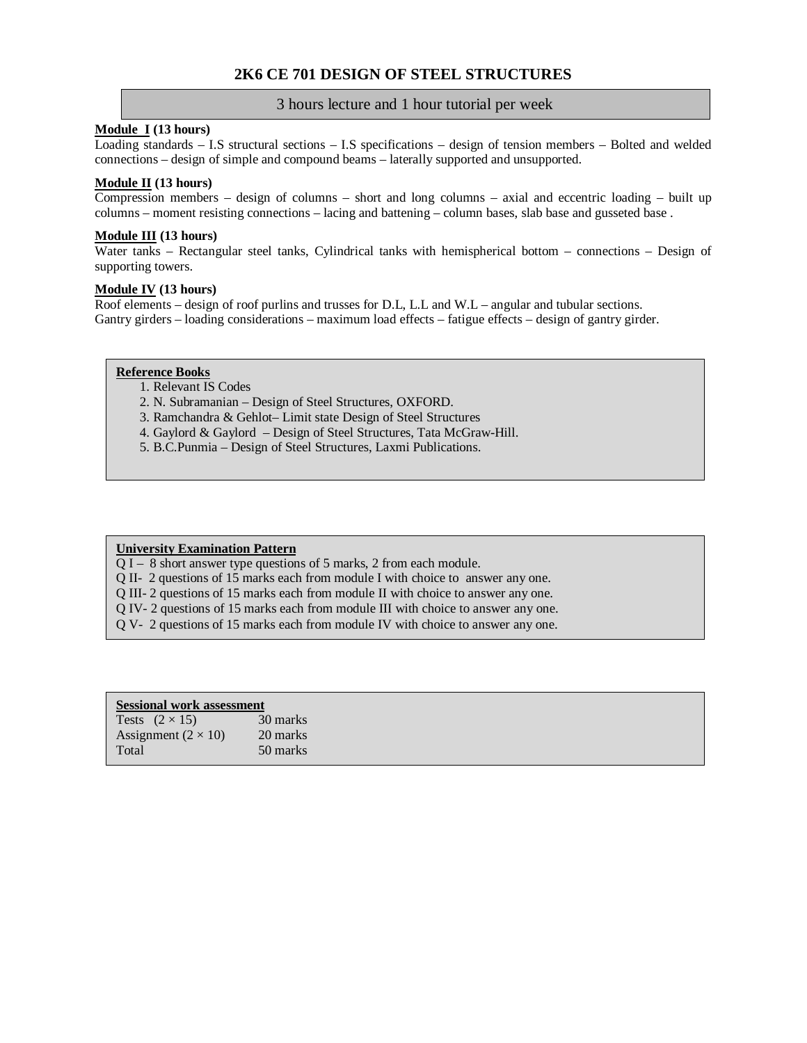# 2K6 CE 701 DESIGN OF STEEL STRUCTURES

3 hours lecture and 1 hour tutorial per week

**Module I (13 hours)**

Loading standards – I.S structural sections – I.S specifications – design of tension members – Bolted and welded connections – design of simple and compound beams – laterally supported and unsupported.

**Module II (13 hours)**

Compression members – design of columns – short and long columns – axial and eccentric loading – built up columns – moment resisting connections – lacing and battening – column bases, slab base and gusseted base .

**Module III (13 hours)**

Water tanks – Rectangular steel tanks, Cylindrical tanks with hemispherical bottom – connections – Design of supporting towers.

**Module IV (13 hours)**

Roof elements – design of roof purlins and trusses for D.L, L.L and W.L – angular and tubular sections.
Gantry girders – loading considerations – maximum load effects – fatigue effects – design of gantry girder.

**Reference Books**

1. Relevant IS Codes
2. N. Subramanian – Design of Steel Structures, OXFORD.
3. Ramchandra & Gehlot– Limit state Design of Steel Structures
4. Gaylord & Gaylord – Design of Steel Structures, Tata McGraw-Hill.
5. B.C.Punmia – Design of Steel Structures, Laxmi Publications.

**University Examination Pattern**

Q I – 8 short answer type questions of 5 marks, 2 from each module.
Q II- 2 questions of 15 marks each from module I with choice to answer any one.
Q III- 2 questions of 15 marks each from module II with choice to answer any one.
Q IV- 2 questions of 15 marks each from module III with choice to answer any one.
Q V- 2 questions of 15 marks each from module IV with choice to answer any one.

**Sessional work assessment**

| | |
|---|---|
| Tests $(2 \times 15)$ | 30 marks |
| Assignment $(2 \times 10)$ | 20 marks |
| Total | 50 marks |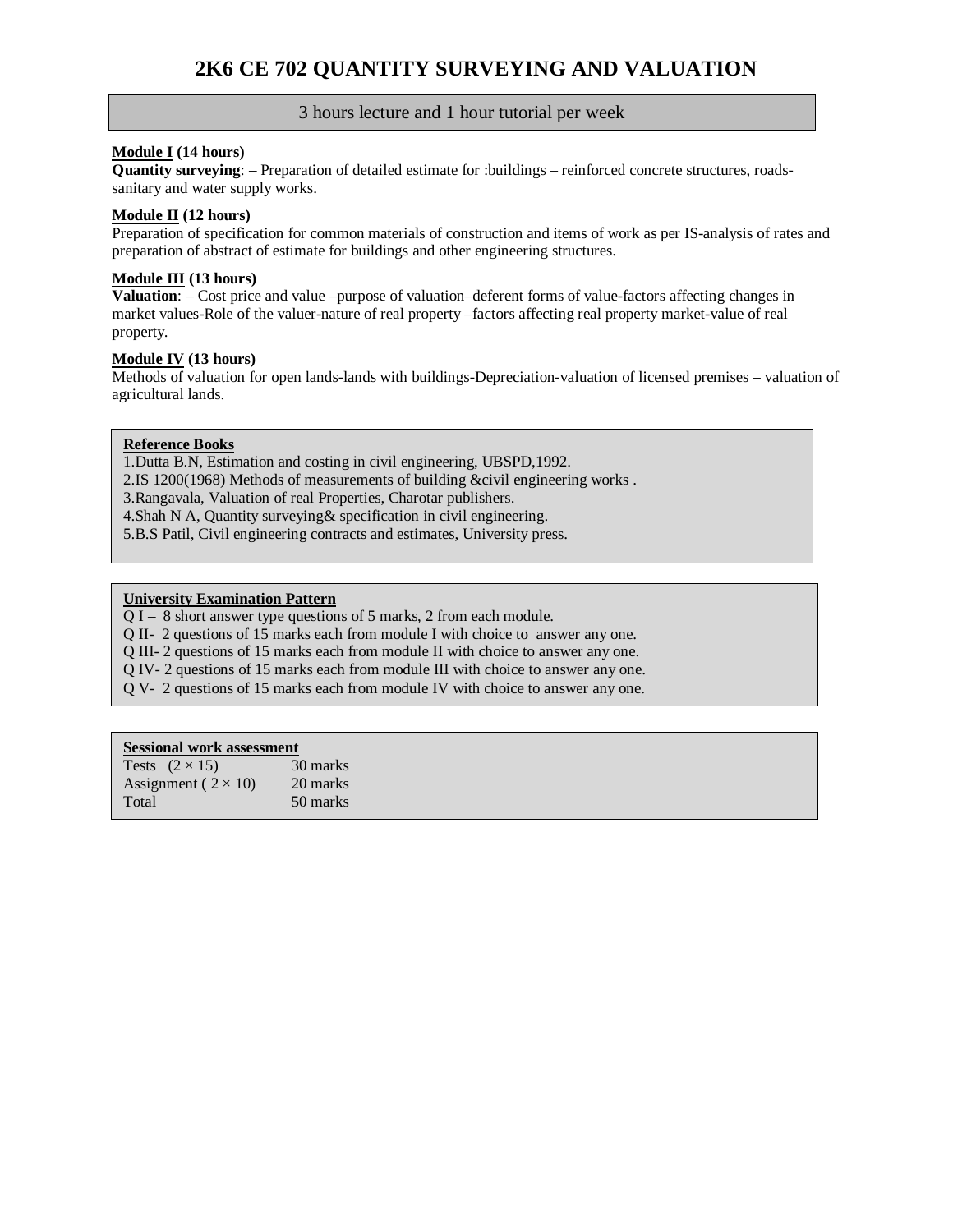# 2K6 CE 702 QUANTITY SURVEYING AND VALUATION

3 hours lecture and 1 hour tutorial per week

**Module I (14 hours)**
**Quantity surveying**: – Preparation of detailed estimate for :buildings – reinforced concrete structures, roads-sanitary and water supply works.

**Module II (12 hours)**
Preparation of specification for common materials of construction and items of work as per IS-analysis of rates and preparation of abstract of estimate for buildings and other engineering structures.

**Module III (13 hours)**
**Valuation**: – Cost price and value –purpose of valuation–deferent forms of value-factors affecting changes in market values-Role of the valuer-nature of real property –factors affecting real property market-value of real property.

**Module IV (13 hours)**
Methods of valuation for open lands-lands with buildings-Depreciation-valuation of licensed premises – valuation of agricultural lands.

**Reference Books**

1.Dutta B.N, Estimation and costing in civil engineering, UBSPD,1992.
2.IS 1200(1968) Methods of measurements of building &civil engineering works .
3.Rangavala, Valuation of real Properties, Charotar publishers.
4.Shah N A, Quantity surveying& specification in civil engineering.
5.B.S Patil, Civil engineering contracts and estimates, University press.

**University Examination Pattern**

Q I – 8 short answer type questions of 5 marks, 2 from each module.
Q II- 2 questions of 15 marks each from module I with choice to answer any one.
Q III- 2 questions of 15 marks each from module II with choice to answer any one.
Q IV- 2 questions of 15 marks each from module III with choice to answer any one.
Q V- 2 questions of 15 marks each from module IV with choice to answer any one.

**Sessional work assessment**

| | |
|---|---|
| Tests ($2 \times 15$) | 30 marks |
| Assignment ( $2 \times 10$) | 20 marks |
| Total | 50 marks |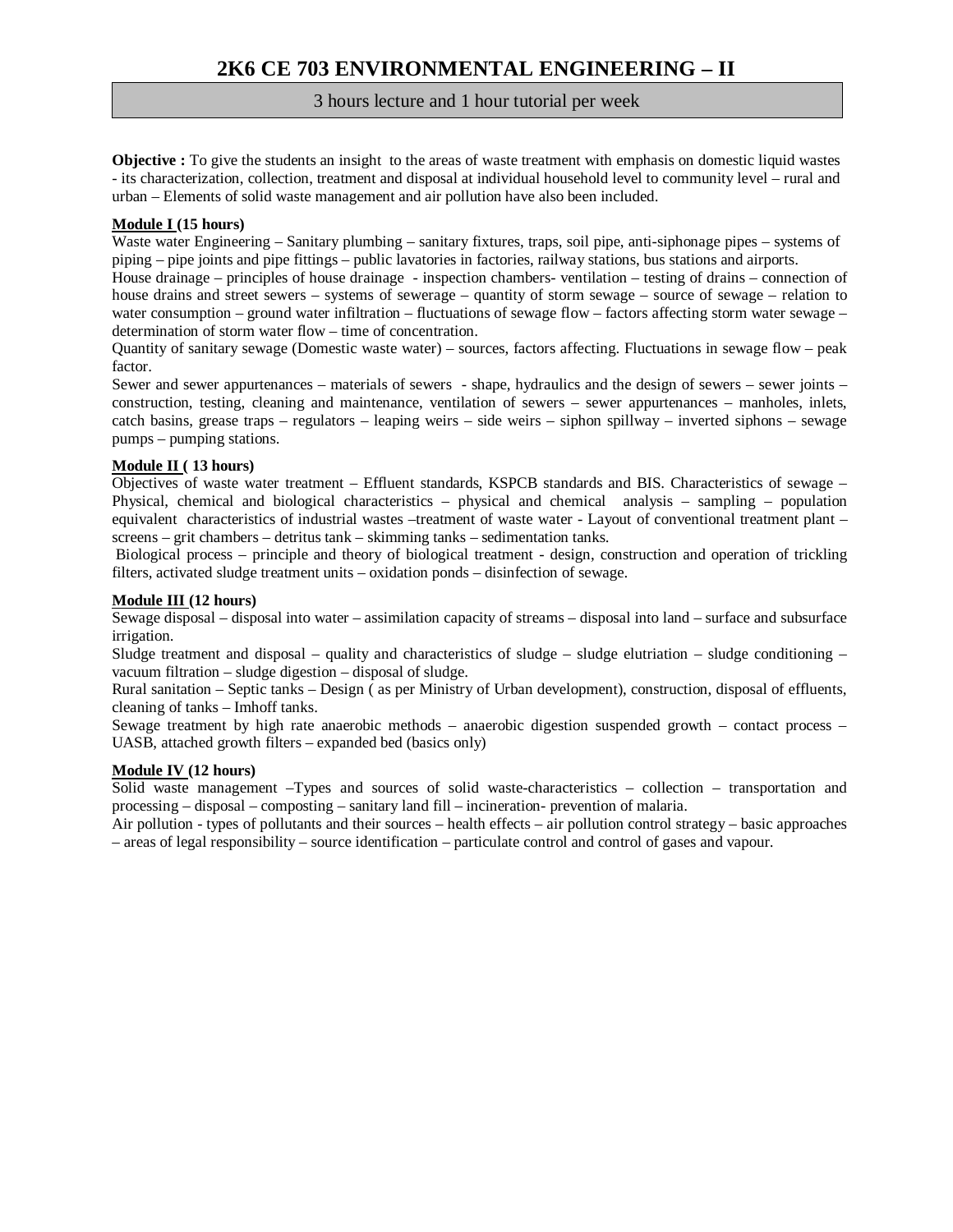# 2K6 CE 703 ENVIRONMENTAL ENGINEERING – II

3 hours lecture and 1 hour tutorial per week

**Objective :** To give the students an insight to the areas of waste treatment with emphasis on domestic liquid wastes - its characterization, collection, treatment and disposal at individual household level to community level – rural and urban – Elements of solid waste management and air pollution have also been included.

**Module I (15 hours)**

Waste water Engineering – Sanitary plumbing – sanitary fixtures, traps, soil pipe, anti-siphonage pipes – systems of piping – pipe joints and pipe fittings – public lavatories in factories, railway stations, bus stations and airports.

House drainage – principles of house drainage - inspection chambers- ventilation – testing of drains – connection of house drains and street sewers – systems of sewerage – quantity of storm sewage – source of sewage – relation to water consumption – ground water infiltration – fluctuations of sewage flow – factors affecting storm water sewage – determination of storm water flow – time of concentration.

Quantity of sanitary sewage (Domestic waste water) – sources, factors affecting. Fluctuations in sewage flow – peak factor.

Sewer and sewer appurtenances – materials of sewers - shape, hydraulics and the design of sewers – sewer joints – construction, testing, cleaning and maintenance, ventilation of sewers – sewer appurtenances – manholes, inlets, catch basins, grease traps – regulators – leaping weirs – side weirs – siphon spillway – inverted siphons – sewage pumps – pumping stations.

**Module II ( 13 hours)**

Objectives of waste water treatment – Effluent standards, KSPCB standards and BIS. Characteristics of sewage – Physical, chemical and biological characteristics – physical and chemical analysis – sampling – population equivalent characteristics of industrial wastes –treatment of waste water - Layout of conventional treatment plant – screens – grit chambers – detritus tank – skimming tanks – sedimentation tanks.

Biological process – principle and theory of biological treatment - design, construction and operation of trickling filters, activated sludge treatment units – oxidation ponds – disinfection of sewage.

**Module III (12 hours)**

Sewage disposal – disposal into water – assimilation capacity of streams – disposal into land – surface and subsurface irrigation.

Sludge treatment and disposal – quality and characteristics of sludge – sludge elutriation – sludge conditioning – vacuum filtration – sludge digestion – disposal of sludge.

Rural sanitation – Septic tanks – Design ( as per Ministry of Urban development), construction, disposal of effluents, cleaning of tanks – Imhoff tanks.

Sewage treatment by high rate anaerobic methods – anaerobic digestion suspended growth – contact process – UASB, attached growth filters – expanded bed (basics only)

**Module IV (12 hours)**

Solid waste management –Types and sources of solid waste-characteristics – collection – transportation and processing – disposal – composting – sanitary land fill – incineration- prevention of malaria.

Air pollution - types of pollutants and their sources – health effects – air pollution control strategy – basic approaches – areas of legal responsibility – source identification – particulate control and control of gases and vapour.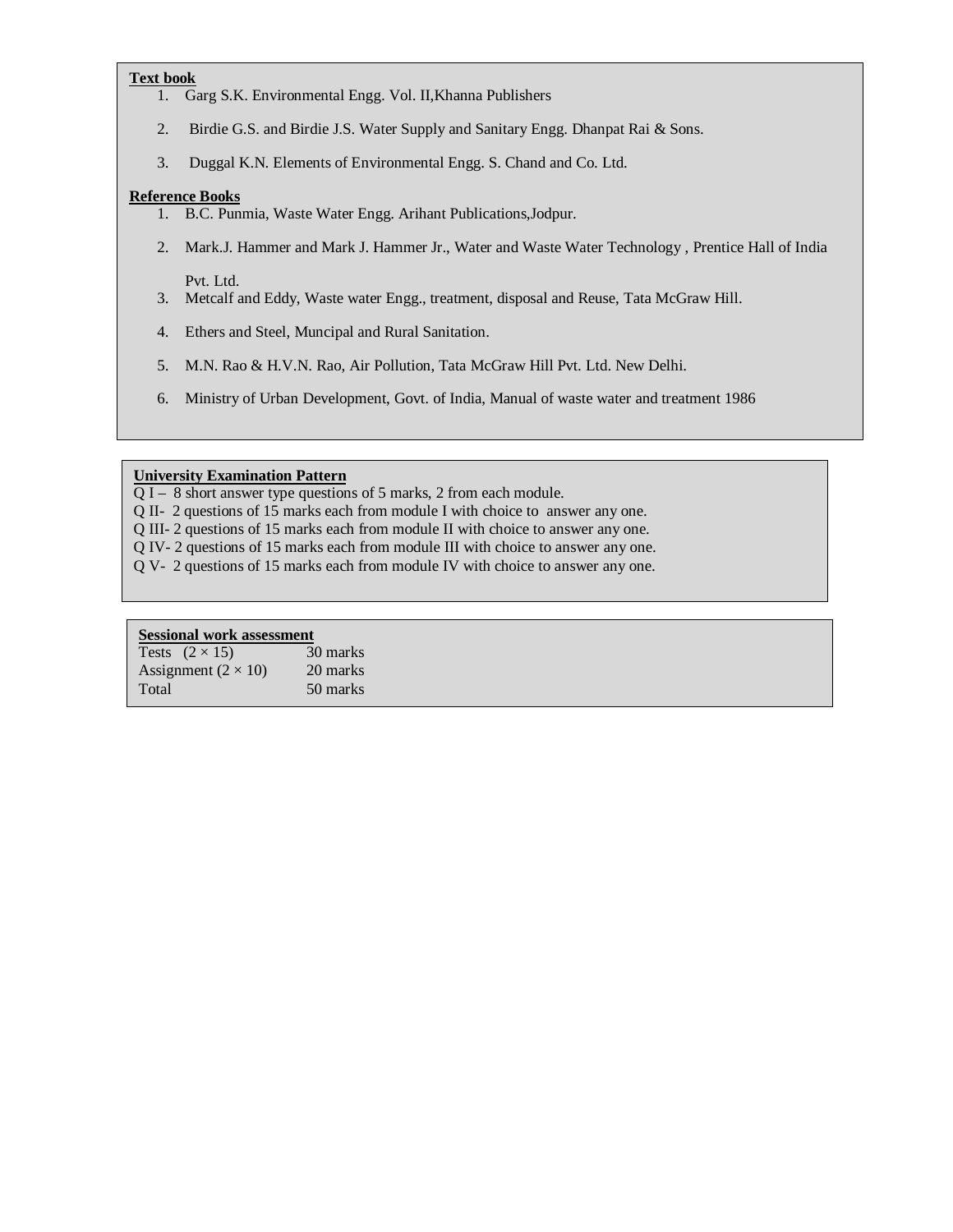**Text book**

1. Garg S.K. Environmental Engg. Vol. II,Khanna Publishers
2. Birdie G.S. and Birdie J.S. Water Supply and Sanitary Engg. Dhanpat Rai & Sons.
3. Duggal K.N. Elements of Environmental Engg. S. Chand and Co. Ltd.

**Reference Books**

1. B.C. Punmia, Waste Water Engg. Arihant Publications,Jodpur.
2. Mark.J. Hammer and Mark J. Hammer Jr., Water and Waste Water Technology , Prentice Hall of India Pvt. Ltd.
3. Metcalf and Eddy, Waste water Engg., treatment, disposal and Reuse, Tata McGraw Hill.
4. Ethers and Steel, Muncipal and Rural Sanitation.
5. M.N. Rao & H.V.N. Rao, Air Pollution, Tata McGraw Hill Pvt. Ltd. New Delhi.
6. Ministry of Urban Development, Govt. of India, Manual of waste water and treatment 1986

**University Examination Pattern**

Q I – 8 short answer type questions of 5 marks, 2 from each module.
Q II- 2 questions of 15 marks each from module I with choice to answer any one.
Q III- 2 questions of 15 marks each from module II with choice to answer any one.
Q IV- 2 questions of 15 marks each from module III with choice to answer any one.
Q V- 2 questions of 15 marks each from module IV with choice to answer any one.

**Sessional work assessment**

| | |
|---|---|
| Tests $(2 \times 15)$ | 30 marks |
| Assignment $(2 \times 10)$ | 20 marks |
| Total | 50 marks |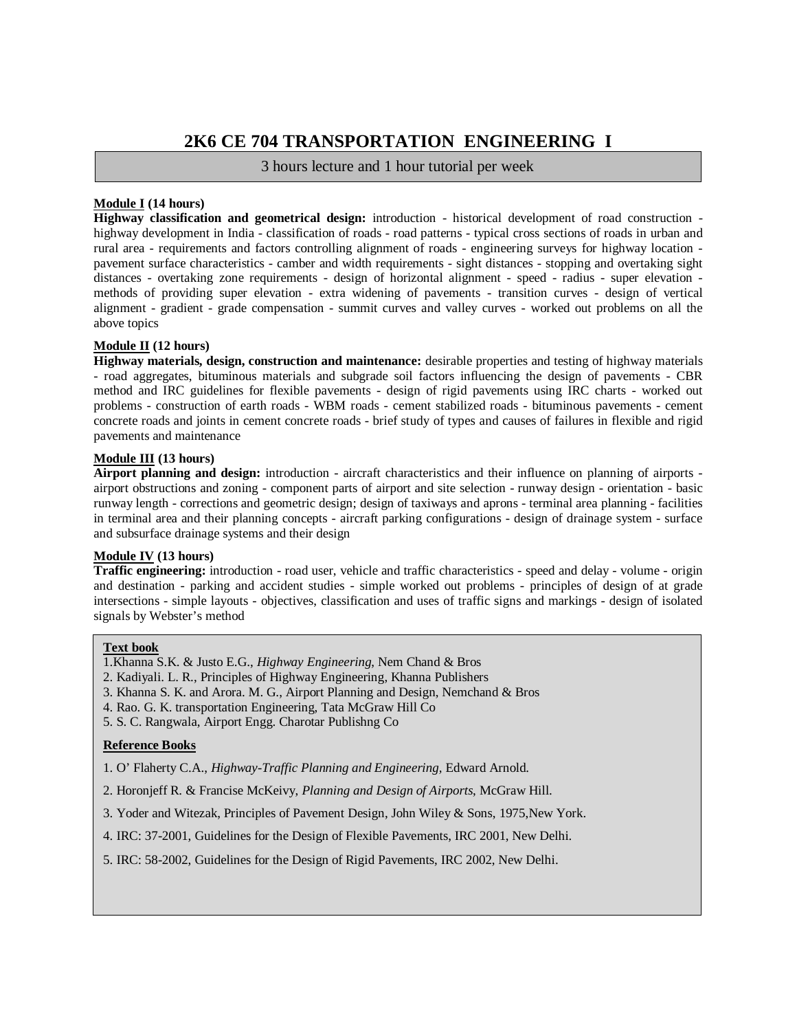# 2K6 CE 704 TRANSPORTATION ENGINEERING I

3 hours lecture and 1 hour tutorial per week

**Module I (14 hours)**

**Highway classification and geometrical design:** introduction - historical development of road construction - highway development in India - classification of roads - road patterns - typical cross sections of roads in urban and rural area - requirements and factors controlling alignment of roads - engineering surveys for highway location - pavement surface characteristics - camber and width requirements - sight distances - stopping and overtaking sight distances - overtaking zone requirements - design of horizontal alignment - speed - radius - super elevation - methods of providing super elevation - extra widening of pavements - transition curves - design of vertical alignment - gradient - grade compensation - summit curves and valley curves - worked out problems on all the above topics

**Module II (12 hours)**

**Highway materials, design, construction and maintenance:** desirable properties and testing of highway materials - road aggregates, bituminous materials and subgrade soil factors influencing the design of pavements - CBR method and IRC guidelines for flexible pavements - design of rigid pavements using IRC charts - worked out problems - construction of earth roads - WBM roads - cement stabilized roads - bituminous pavements - cement concrete roads and joints in cement concrete roads - brief study of types and causes of failures in flexible and rigid pavements and maintenance

**Module III (13 hours)**

**Airport planning and design:** introduction - aircraft characteristics and their influence on planning of airports - airport obstructions and zoning - component parts of airport and site selection - runway design - orientation - basic runway length - corrections and geometric design; design of taxiways and aprons - terminal area planning - facilities in terminal area and their planning concepts - aircraft parking configurations - design of drainage system - surface and subsurface drainage systems and their design

**Module IV (13 hours)**

**Traffic engineering:** introduction - road user, vehicle and traffic characteristics - speed and delay - volume - origin and destination - parking and accident studies - simple worked out problems - principles of design of at grade intersections - simple layouts - objectives, classification and uses of traffic signs and markings - design of isolated signals by Webster's method

**Text book**

1. Khanna S.K. & Justo E.G., *Highway Engineering*, Nem Chand & Bros
2. Kadiyali. L. R., Principles of Highway Engineering, Khanna Publishers
3. Khanna S. K. and Arora. M. G., Airport Planning and Design, Nemchand & Bros
4. Rao. G. K. transportation Engineering, Tata McGraw Hill Co
5. S. C. Rangwala, Airport Engg. Charotar Publishng Co

**Reference Books**

1. O' Flaherty C.A., *Highway-Traffic Planning and Engineering*, Edward Arnold.
2. Horonjeff R. & Francise McKeivy, *Planning and Design of Airports*, McGraw Hill.
3. Yoder and Witezak, Principles of Pavement Design, John Wiley & Sons, 1975,New York.
4. IRC: 37-2001, Guidelines for the Design of Flexible Pavements, IRC 2001, New Delhi.
5. IRC: 58-2002, Guidelines for the Design of Rigid Pavements, IRC 2002, New Delhi.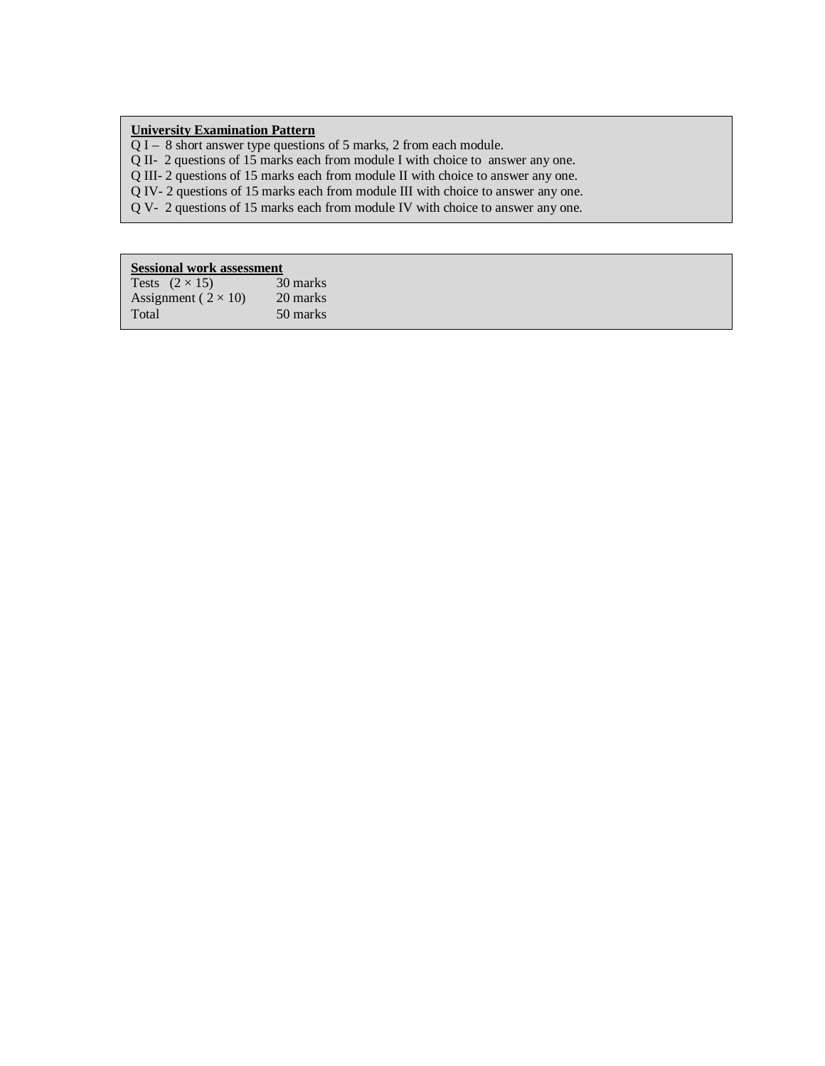**University Examination Pattern**

Q I – 8 short answer type questions of 5 marks, 2 from each module.
Q II- 2 questions of 15 marks each from module I with choice to answer any one.
Q III- 2 questions of 15 marks each from module II with choice to answer any one.
Q IV- 2 questions of 15 marks each from module III with choice to answer any one.
Q V- 2 questions of 15 marks each from module IV with choice to answer any one.

**Sessional work assessment**

| | |
|---|---|
| Tests $(2 \times 15)$ | 30 marks |
| Assignment $(2 \times 10)$ | 20 marks |
| Total | 50 marks |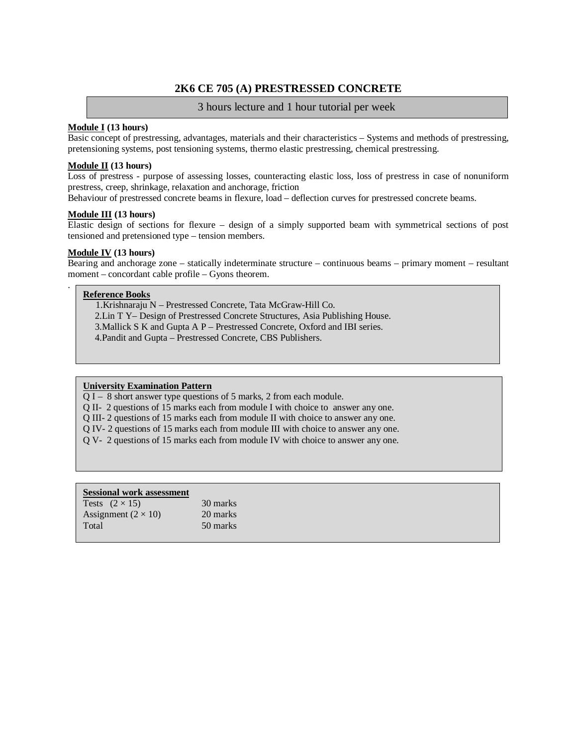# 2K6 CE 705 (A) PRESTRESSED CONCRETE

3 hours lecture and 1 hour tutorial per week

**Module I (13 hours)**

Basic concept of prestressing, advantages, materials and their characteristics – Systems and methods of prestressing, pretensioning systems, post tensioning systems, thermo elastic prestressing, chemical prestressing.

**Module II (13 hours)**

Loss of prestress - purpose of assessing losses, counteracting elastic loss, loss of prestress in case of nonuniform prestress, creep, shrinkage, relaxation and anchorage, friction

Behaviour of prestressed concrete beams in flexure, load – deflection curves for prestressed concrete beams.

**Module III (13 hours)**

Elastic design of sections for flexure – design of a simply supported beam with symmetrical sections of post tensioned and pretensioned type – tension members.

**Module IV (13 hours)**

Bearing and anchorage zone – statically indeterminate structure – continuous beams – primary moment – resultant moment – concordant cable profile – Gyons theorem.

**Reference Books**

1. Krishnaraju N – Prestressed Concrete, Tata McGraw-Hill Co.
2. Lin T Y– Design of Prestressed Concrete Structures, Asia Publishing House.
3. Mallick S K and Gupta A P – Prestressed Concrete, Oxford and IBI series.
4. Pandit and Gupta – Prestressed Concrete, CBS Publishers.

**University Examination Pattern**

Q I – 8 short answer type questions of 5 marks, 2 from each module.

Q II- 2 questions of 15 marks each from module I with choice to answer any one.

Q III- 2 questions of 15 marks each from module II with choice to answer any one.

Q IV- 2 questions of 15 marks each from module III with choice to answer any one.

Q V- 2 questions of 15 marks each from module IV with choice to answer any one.

**Sessional work assessment**

| | |
|---|---|
| Tests $(2 \times 15)$ | 30 marks |
| Assignment $(2 \times 10)$ | 20 marks |
| Total | 50 marks |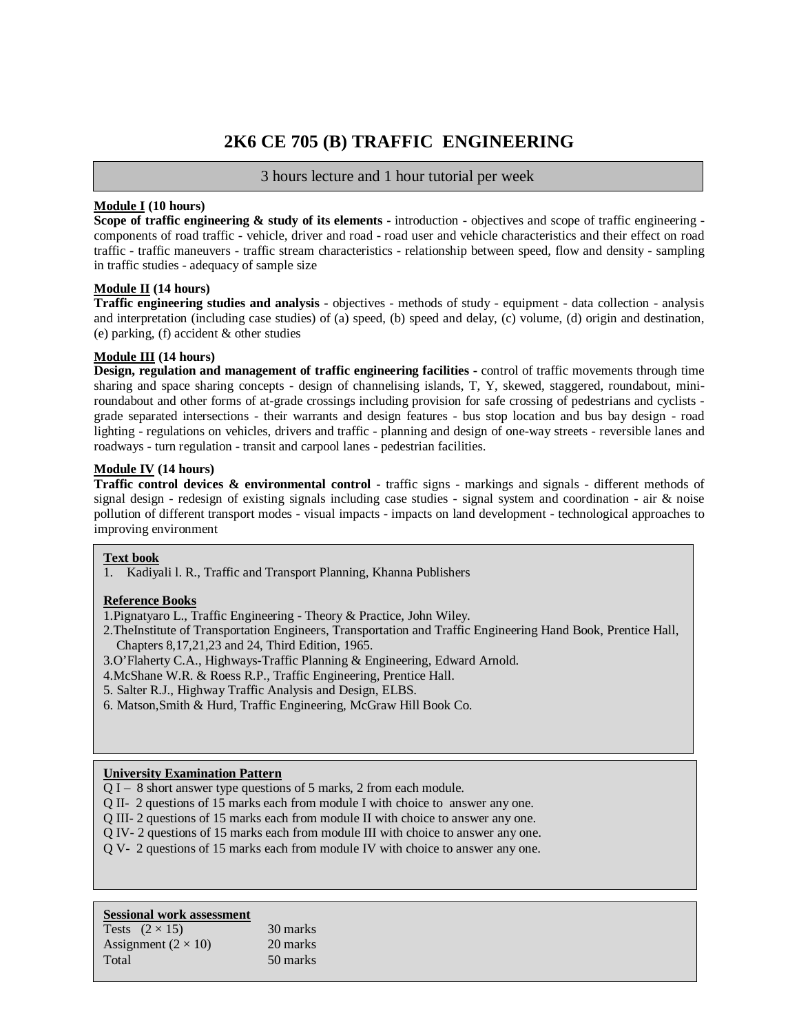# 2K6 CE 705 (B) TRAFFIC ENGINEERING

3 hours lecture and 1 hour tutorial per week

**Module I (10 hours)**
**Scope of traffic engineering & study of its elements** - introduction - objectives and scope of traffic engineering - components of road traffic - vehicle, driver and road - road user and vehicle characteristics and their effect on road traffic - traffic maneuvers - traffic stream characteristics - relationship between speed, flow and density - sampling in traffic studies - adequacy of sample size

**Module II (14 hours)**
**Traffic engineering studies and analysis** - objectives - methods of study - equipment - data collection - analysis and interpretation (including case studies) of (a) speed, (b) speed and delay, (c) volume, (d) origin and destination, (e) parking, (f) accident & other studies

**Module III (14 hours)**
**Design, regulation and management of traffic engineering facilities** - control of traffic movements through time sharing and space sharing concepts - design of channelising islands, T, Y, skewed, staggered, roundabout, mini-roundabout and other forms of at-grade crossings including provision for safe crossing of pedestrians and cyclists - grade separated intersections - their warrants and design features - bus stop location and bus bay design - road lighting - regulations on vehicles, drivers and traffic - planning and design of one-way streets - reversible lanes and roadways - turn regulation - transit and carpool lanes - pedestrian facilities.

**Module IV (14 hours)**
**Traffic control devices & environmental control** - traffic signs - markings and signals - different methods of signal design - redesign of existing signals including case studies - signal system and coordination - air & noise pollution of different transport modes - visual impacts - impacts on land development - technological approaches to improving environment

**Text book**

1. Kadiyali l. R., Traffic and Transport Planning, Khanna Publishers

**Reference Books**

1. Pignatyaro L., Traffic Engineering - Theory & Practice, John Wiley.
2. TheInstitute of Transportation Engineers, Transportation and Traffic Engineering Hand Book, Prentice Hall, Chapters 8,17,21,23 and 24, Third Edition, 1965.
3. O'Flaherty C.A., Highways-Traffic Planning & Engineering, Edward Arnold.
4. McShane W.R. & Roess R.P., Traffic Engineering, Prentice Hall.
5. Salter R.J., Highway Traffic Analysis and Design, ELBS.
6. Matson,Smith & Hurd, Traffic Engineering, McGraw Hill Book Co.

**University Examination Pattern**

Q I – 8 short answer type questions of 5 marks, 2 from each module.
Q II- 2 questions of 15 marks each from module I with choice to answer any one.
Q III- 2 questions of 15 marks each from module II with choice to answer any one.
Q IV- 2 questions of 15 marks each from module III with choice to answer any one.
Q V- 2 questions of 15 marks each from module IV with choice to answer any one.

**Sessional work assessment**

| | |
|---|---|
| Tests $(2 \times 15)$ | 30 marks |
| Assignment $(2 \times 10)$ | 20 marks |
| Total | 50 marks |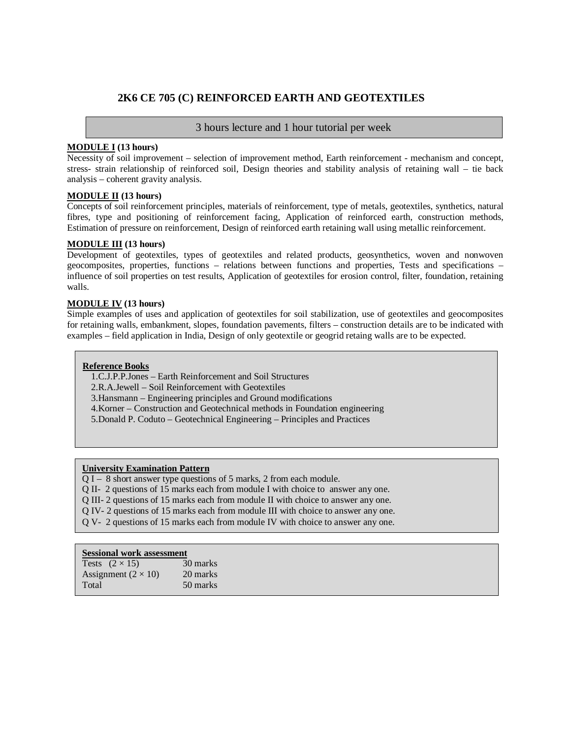## 2K6 CE 705 (C) REINFORCED EARTH AND GEOTEXTILES

3 hours lecture and 1 hour tutorial per week

**MODULE I (13 hours)**

Necessity of soil improvement – selection of improvement method, Earth reinforcement - mechanism and concept, stress- strain relationship of reinforced soil, Design theories and stability analysis of retaining wall – tie back analysis – coherent gravity analysis.

**MODULE II (13 hours)**

Concepts of soil reinforcement principles, materials of reinforcement, type of metals, geotextiles, synthetics, natural fibres, type and positioning of reinforcement facing, Application of reinforced earth, construction methods, Estimation of pressure on reinforcement, Design of reinforced earth retaining wall using metallic reinforcement.

**MODULE III (13 hours)**

Development of geotextiles, types of geotextiles and related products, geosynthetics, woven and nonwoven geocomposites, properties, functions – relations between functions and properties, Tests and specifications – influence of soil properties on test results, Application of geotextiles for erosion control, filter, foundation, retaining walls.

**MODULE IV (13 hours)**

Simple examples of uses and application of geotextiles for soil stabilization, use of geotextiles and geocomposites for retaining walls, embankment, slopes, foundation pavements, filters – construction details are to be indicated with examples – field application in India, Design of only geotextile or geogrid retaing walls are to be expected.

**Reference Books**

1. C.J.P.P.Jones – Earth Reinforcement and Soil Structures
2. R.A.Jewell – Soil Reinforcement with Geotextiles
3. Hansmann – Engineering principles and Ground modifications
4. Korner – Construction and Geotechnical methods in Foundation engineering
5. Donald P. Coduto – Geotechnical Engineering – Principles and Practices

**University Examination Pattern**

Q I – 8 short answer type questions of 5 marks, 2 from each module.
Q II- 2 questions of 15 marks each from module I with choice to answer any one.
Q III- 2 questions of 15 marks each from module II with choice to answer any one.
Q IV- 2 questions of 15 marks each from module III with choice to answer any one.
Q V- 2 questions of 15 marks each from module IV with choice to answer any one.

**Sessional work assessment**

| | |
|---|---|
| Tests $(2 \times 15)$ | 30 marks |
| Assignment $(2 \times 10)$ | 20 marks |
| Total | 50 marks |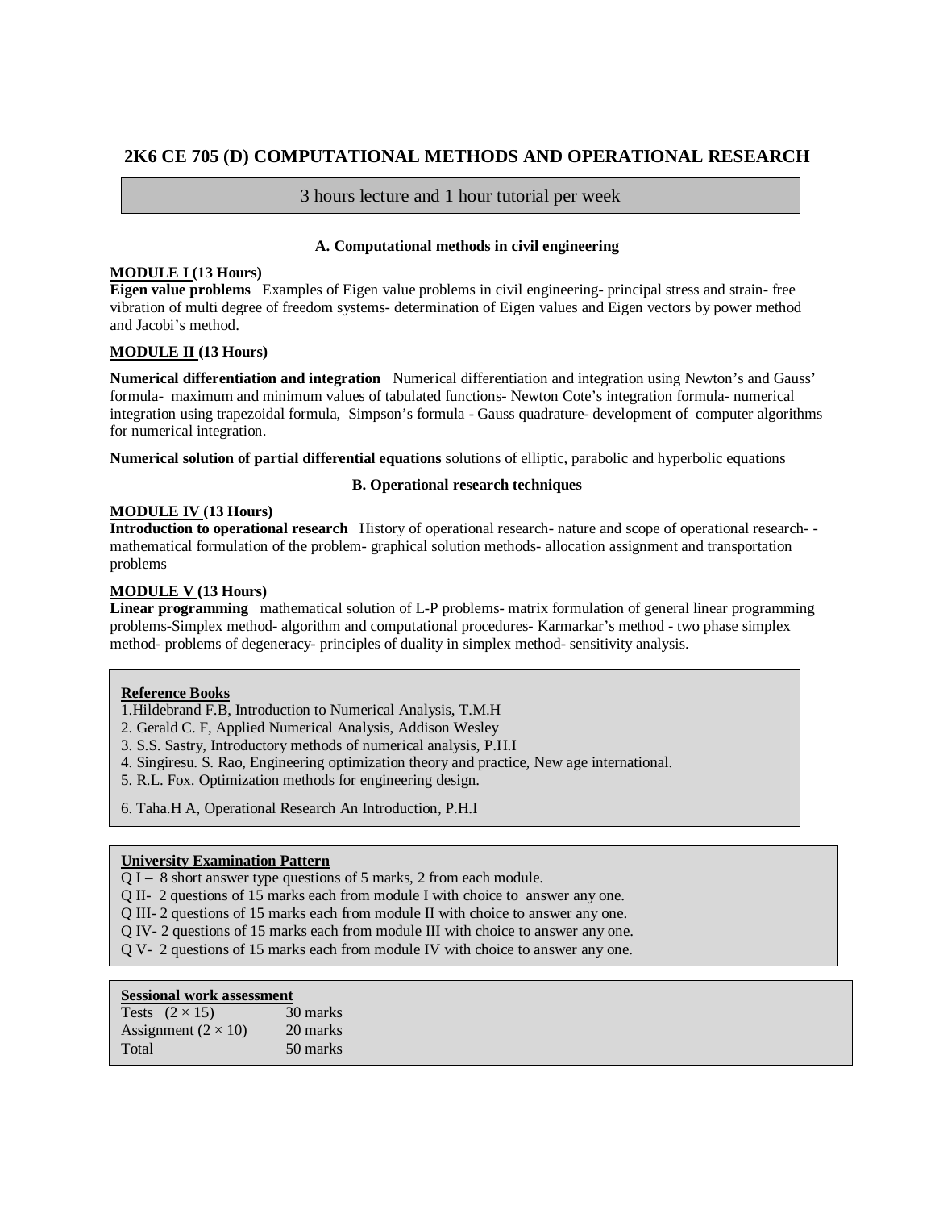# 2K6 CE 705 (D) COMPUTATIONAL METHODS AND OPERATIONAL RESEARCH

3 hours lecture and 1 hour tutorial per week

### A. Computational methods in civil engineering

**MODULE I (13 Hours)**
**Eigen value problems** Examples of Eigen value problems in civil engineering- principal stress and strain- free vibration of multi degree of freedom systems- determination of Eigen values and Eigen vectors by power method and Jacobi's method.

**MODULE II (13 Hours)**

**Numerical differentiation and integration** Numerical differentiation and integration using Newton's and Gauss' formula- maximum and minimum values of tabulated functions- Newton Cote's integration formula- numerical integration using trapezoidal formula, Simpson's formula - Gauss quadrature- development of computer algorithms for numerical integration.

**Numerical solution of partial differential equations** solutions of elliptic, parabolic and hyperbolic equations

### B. Operational research techniques

**MODULE IV (13 Hours)**
**Introduction to operational research** History of operational research- nature and scope of operational research- - mathematical formulation of the problem- graphical solution methods- allocation assignment and transportation problems

**MODULE V (13 Hours)**
**Linear programming** mathematical solution of L-P problems- matrix formulation of general linear programming problems-Simplex method- algorithm and computational procedures- Karmarkar's method - two phase simplex method- problems of degeneracy- principles of duality in simplex method- sensitivity analysis.

**Reference Books**

1. Hildebrand F.B, Introduction to Numerical Analysis, T.M.H
2. Gerald C. F, Applied Numerical Analysis, Addison Wesley
3. S.S. Sastry, Introductory methods of numerical analysis, P.H.I
4. Singiresu. S. Rao, Engineering optimization theory and practice, New age international.
5. R.L. Fox. Optimization methods for engineering design.
6. Taha.H A, Operational Research An Introduction, P.H.I

**University Examination Pattern**

Q I – 8 short answer type questions of 5 marks, 2 from each module.
Q II- 2 questions of 15 marks each from module I with choice to answer any one.
Q III- 2 questions of 15 marks each from module II with choice to answer any one.
Q IV- 2 questions of 15 marks each from module III with choice to answer any one.
Q V- 2 questions of 15 marks each from module IV with choice to answer any one.

**Sessional work assessment**

| | |
|---|---|
| Tests $(2 \times 15)$ | 30 marks |
| Assignment $(2 \times 10)$ | 20 marks |
| Total | 50 marks |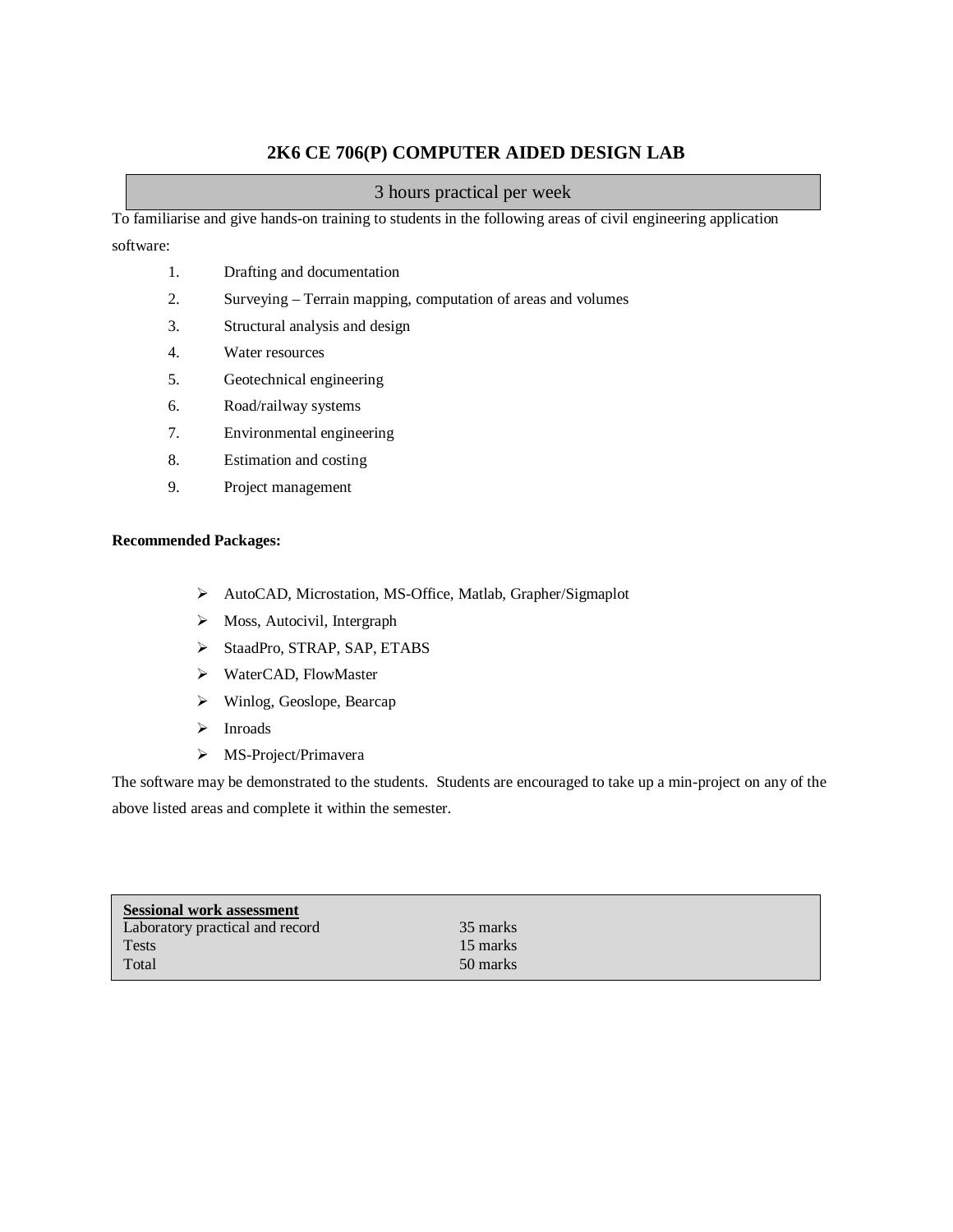## 2K6 CE 706(P) COMPUTER AIDED DESIGN LAB

| 3 hours practical per week |
|---|

To familiarise and give hands-on training to students in the following areas of civil engineering application software:

1. Drafting and documentation
2. Surveying – Terrain mapping, computation of areas and volumes
3. Structural analysis and design
4. Water resources
5. Geotechnical engineering
6. Road/railway systems
7. Environmental engineering
8. Estimation and costing
9. Project management

**Recommended Packages:**

- AutoCAD, Microstation, MS-Office, Matlab, Grapher/Sigmaplot
- Moss, Autocivil, Intergraph
- StaadPro, STRAP, SAP, ETABS
- WaterCAD, FlowMaster
- Winlog, Geoslope, Bearcap
- Inroads
- MS-Project/Primavera

The software may be demonstrated to the students. Students are encouraged to take up a min-project on any of the above listed areas and complete it within the semester.

| **Sessional work assessment** | |
|---|---|
| Laboratory practical and record | 35 marks |
| Tests | 15 marks |
| Total | 50 marks |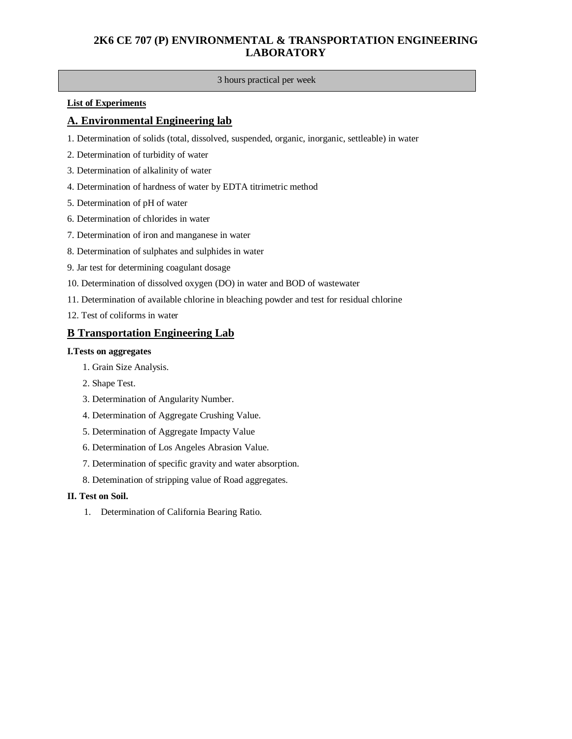# 2K6 CE 707 (P) ENVIRONMENTAL & TRANSPORTATION ENGINEERING LABORATORY

| 3 hours practical per week |
|---|

**List of Experiments**

## A. Environmental Engineering lab

1. Determination of solids (total, dissolved, suspended, organic, inorganic, settleable) in water
2. Determination of turbidity of water
3. Determination of alkalinity of water
4. Determination of hardness of water by EDTA titrimetric method
5. Determination of pH of water
6. Determination of chlorides in water
7. Determination of iron and manganese in water
8. Determination of sulphates and sulphides in water
9. Jar test for determining coagulant dosage
10. Determination of dissolved oxygen (DO) in water and BOD of wastewater
11. Determination of available chlorine in bleaching powder and test for residual chlorine
12. Test of coliforms in water

## B Transportation Engineering Lab

**I.Tests on aggregates**

1. Grain Size Analysis.
2. Shape Test.
3. Determination of Angularity Number.
4. Determination of Aggregate Crushing Value.
5. Determination of Aggregate Impacty Value
6. Determination of Los Angeles Abrasion Value.
7. Determination of specific gravity and water absorption.
8. Detemination of stripping value of Road aggregates.

**II. Test on Soil.**

1. Determination of California Bearing Ratio.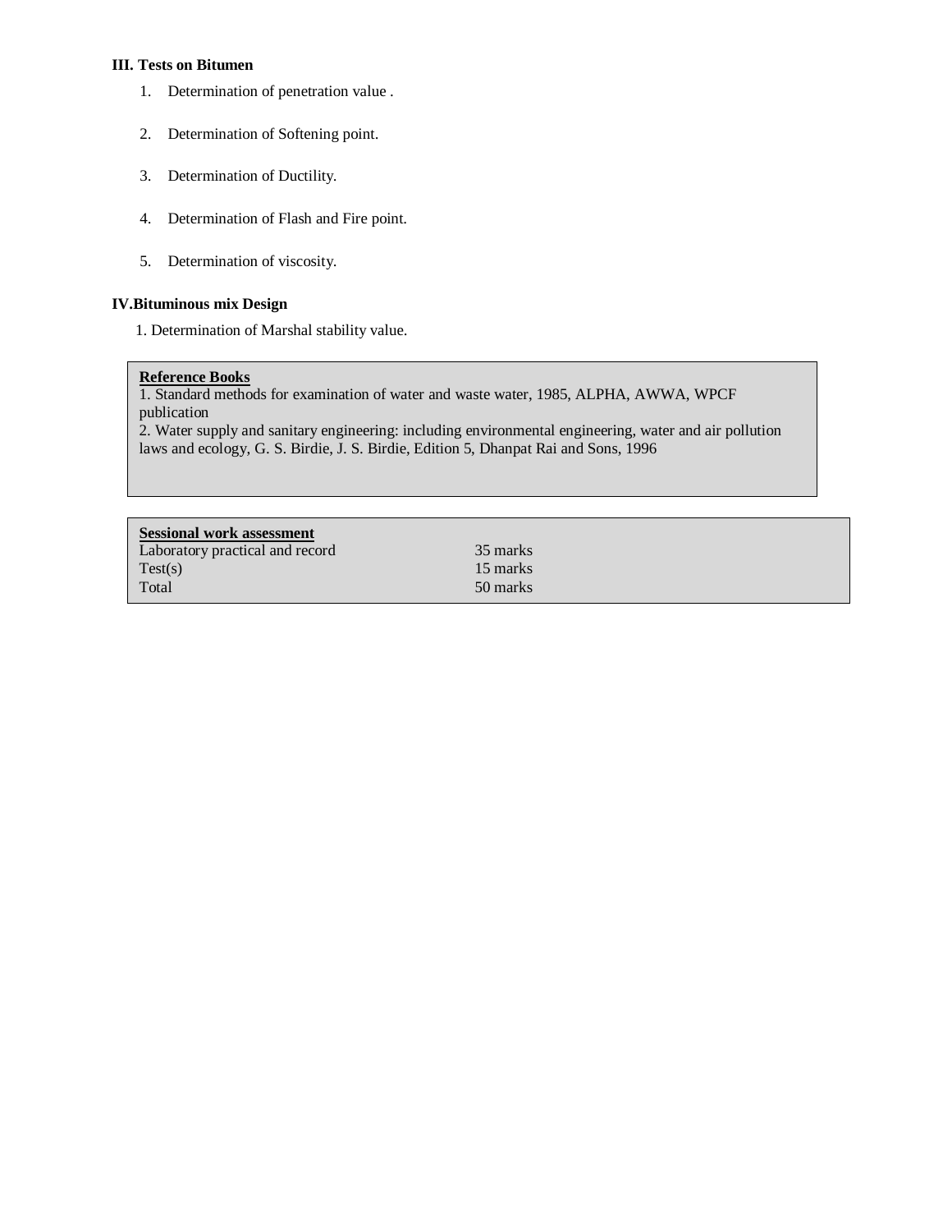**III. Tests on Bitumen**

1. Determination of penetration value .
2. Determination of Softening point.
3. Determination of Ductility.
4. Determination of Flash and Fire point.
5. Determination of viscosity.

**IV.Bituminous mix Design**

1. Determination of Marshal stability value.

**Reference Books**

1. Standard methods for examination of water and waste water, 1985, ALPHA, AWWA, WPCF publication
2. Water supply and sanitary engineering: including environmental engineering, water and air pollution laws and ecology, G. S. Birdie, J. S. Birdie, Edition 5, Dhanpat Rai and Sons, 1996

**Sessional work assessment**

| | |
|---|---|
| Laboratory practical and record | 35 marks |
| Test(s) | 15 marks |
| Total | 50 marks |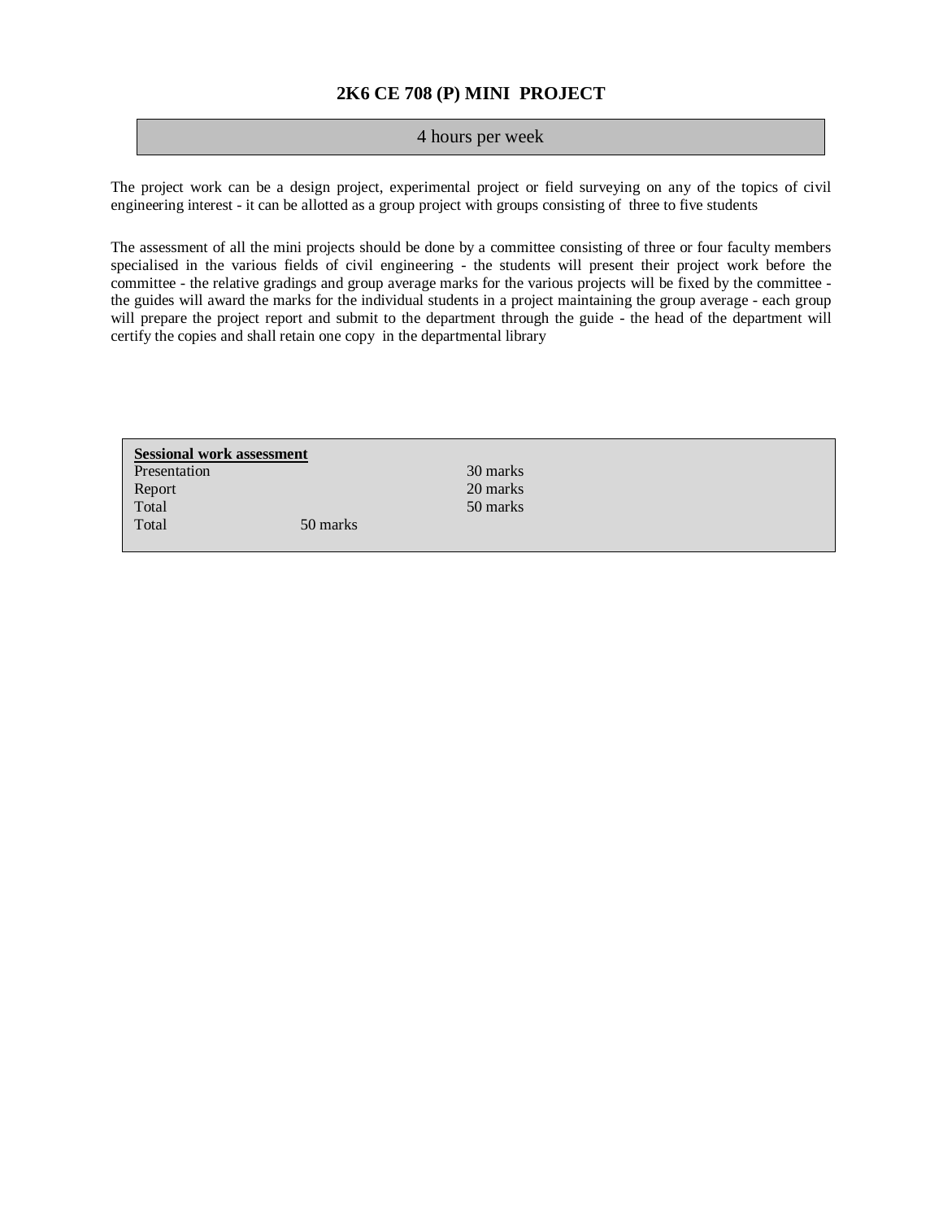## 2K6 CE 708 (P) MINI PROJECT

4 hours per week

The project work can be a design project, experimental project or field surveying on any of the topics of civil engineering interest - it can be allotted as a group project with groups consisting of three to five students

The assessment of all the mini projects should be done by a committee consisting of three or four faculty members specialised in the various fields of civil engineering - the students will present their project work before the committee - the relative gradings and group average marks for the various projects will be fixed by the committee - the guides will award the marks for the individual students in a project maintaining the group average - each group will prepare the project report and submit to the department through the guide - the head of the department will certify the copies and shall retain one copy in the departmental library

**Sessional work assessment**

| | | |
|---|---|---|
| Presentation | | 30 marks |
| Report | | 20 marks |
| Total | | 50 marks |
| Total | 50 marks | |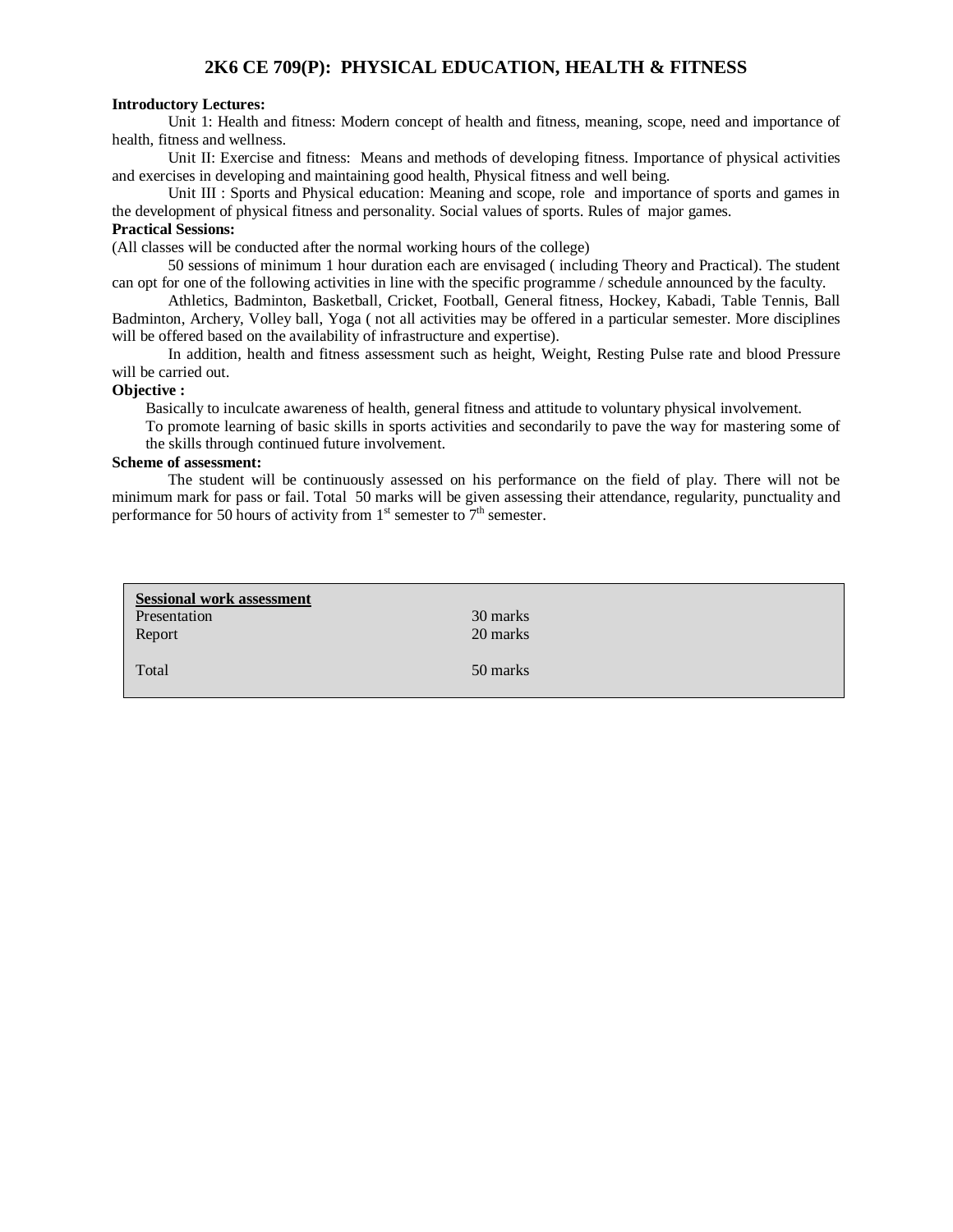## 2K6 CE 709(P): PHYSICAL EDUCATION, HEALTH & FITNESS

**Introductory Lectures:**

Unit 1: Health and fitness: Modern concept of health and fitness, meaning, scope, need and importance of health, fitness and wellness.

Unit II: Exercise and fitness: Means and methods of developing fitness. Importance of physical activities and exercises in developing and maintaining good health, Physical fitness and well being.

Unit III : Sports and Physical education: Meaning and scope, role and importance of sports and games in the development of physical fitness and personality. Social values of sports. Rules of major games.

**Practical Sessions:**

(All classes will be conducted after the normal working hours of the college)

50 sessions of minimum 1 hour duration each are envisaged ( including Theory and Practical). The student can opt for one of the following activities in line with the specific programme / schedule announced by the faculty.

Athletics, Badminton, Basketball, Cricket, Football, General fitness, Hockey, Kabadi, Table Tennis, Ball Badminton, Archery, Volley ball, Yoga ( not all activities may be offered in a particular semester. More disciplines will be offered based on the availability of infrastructure and expertise).

In addition, health and fitness assessment such as height, Weight, Resting Pulse rate and blood Pressure will be carried out.

**Objective :**

Basically to inculcate awareness of health, general fitness and attitude to voluntary physical involvement.

To promote learning of basic skills in sports activities and secondarily to pave the way for mastering some of the skills through continued future involvement.

**Scheme of assessment:**

The student will be continuously assessed on his performance on the field of play. There will not be minimum mark for pass or fail. Total 50 marks will be given assessing their attendance, regularity, punctuality and performance for 50 hours of activity from 1st semester to 7th semester.

| **Sessional work assessment** | |
|---|---|
| Presentation | 30 marks |
| Report | 20 marks |
| Total | 50 marks |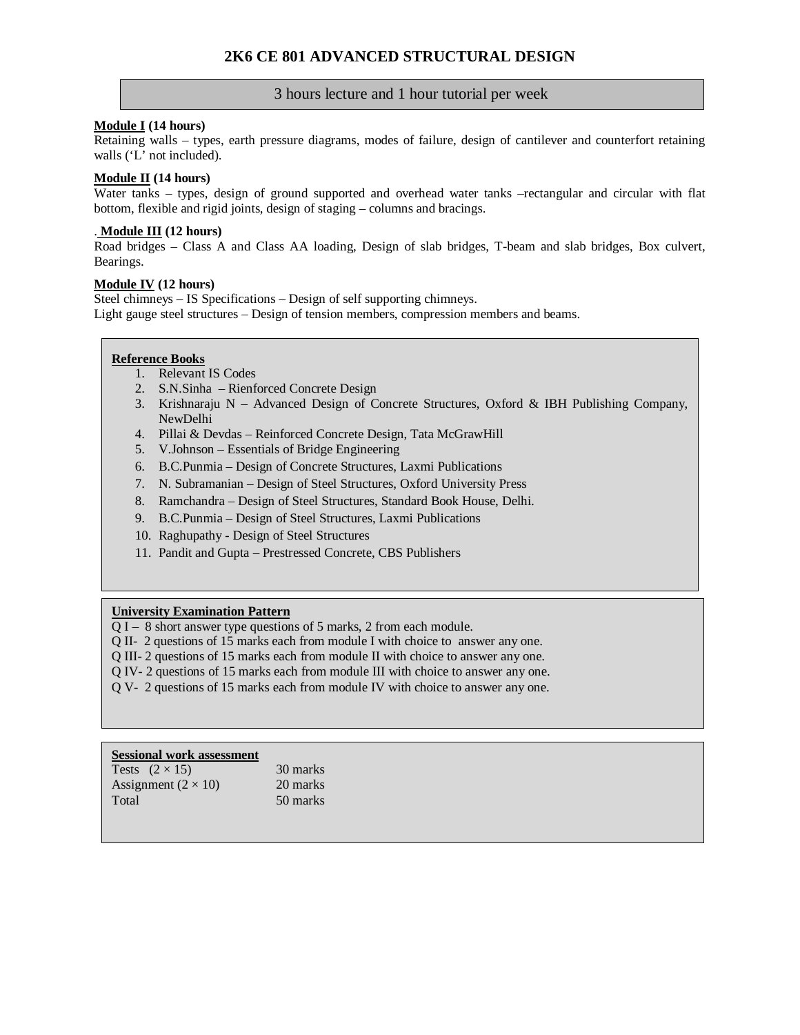# 2K6 CE 801 ADVANCED STRUCTURAL DESIGN

3 hours lecture and 1 hour tutorial per week

**Module I (14 hours)**
Retaining walls – types, earth pressure diagrams, modes of failure, design of cantilever and counterfort retaining walls ('L' not included).

**Module II (14 hours)**
Water tanks – types, design of ground supported and overhead water tanks –rectangular and circular with flat bottom, flexible and rigid joints, design of staging – columns and bracings.

. **Module III (12 hours)**
Road bridges – Class A and Class AA loading, Design of slab bridges, T-beam and slab bridges, Box culvert, Bearings.

**Module IV (12 hours)**
Steel chimneys – IS Specifications – Design of self supporting chimneys.
Light gauge steel structures – Design of tension members, compression members and beams.

**Reference Books**

1. Relevant IS Codes
2. S.N.Sinha – Rienforced Concrete Design
3. Krishnaraju N – Advanced Design of Concrete Structures, Oxford & IBH Publishing Company, NewDelhi
4. Pillai & Devdas – Reinforced Concrete Design, Tata McGrawHill
5. V.Johnson – Essentials of Bridge Engineering
6. B.C.Punmia – Design of Concrete Structures, Laxmi Publications
7. N. Subramanian – Design of Steel Structures, Oxford University Press
8. Ramchandra – Design of Steel Structures, Standard Book House, Delhi.
9. B.C.Punmia – Design of Steel Structures, Laxmi Publications
10. Raghupathy - Design of Steel Structures
11. Pandit and Gupta – Prestressed Concrete, CBS Publishers

**University Examination Pattern**

Q I – 8 short answer type questions of 5 marks, 2 from each module.
Q II- 2 questions of 15 marks each from module I with choice to answer any one.
Q III- 2 questions of 15 marks each from module II with choice to answer any one.
Q IV- 2 questions of 15 marks each from module III with choice to answer any one.
Q V- 2 questions of 15 marks each from module IV with choice to answer any one.

**Sessional work assessment**

| | |
|---|---|
| Tests $(2 \times 15)$ | 30 marks |
| Assignment $(2 \times 10)$ | 20 marks |
| Total | 50 marks |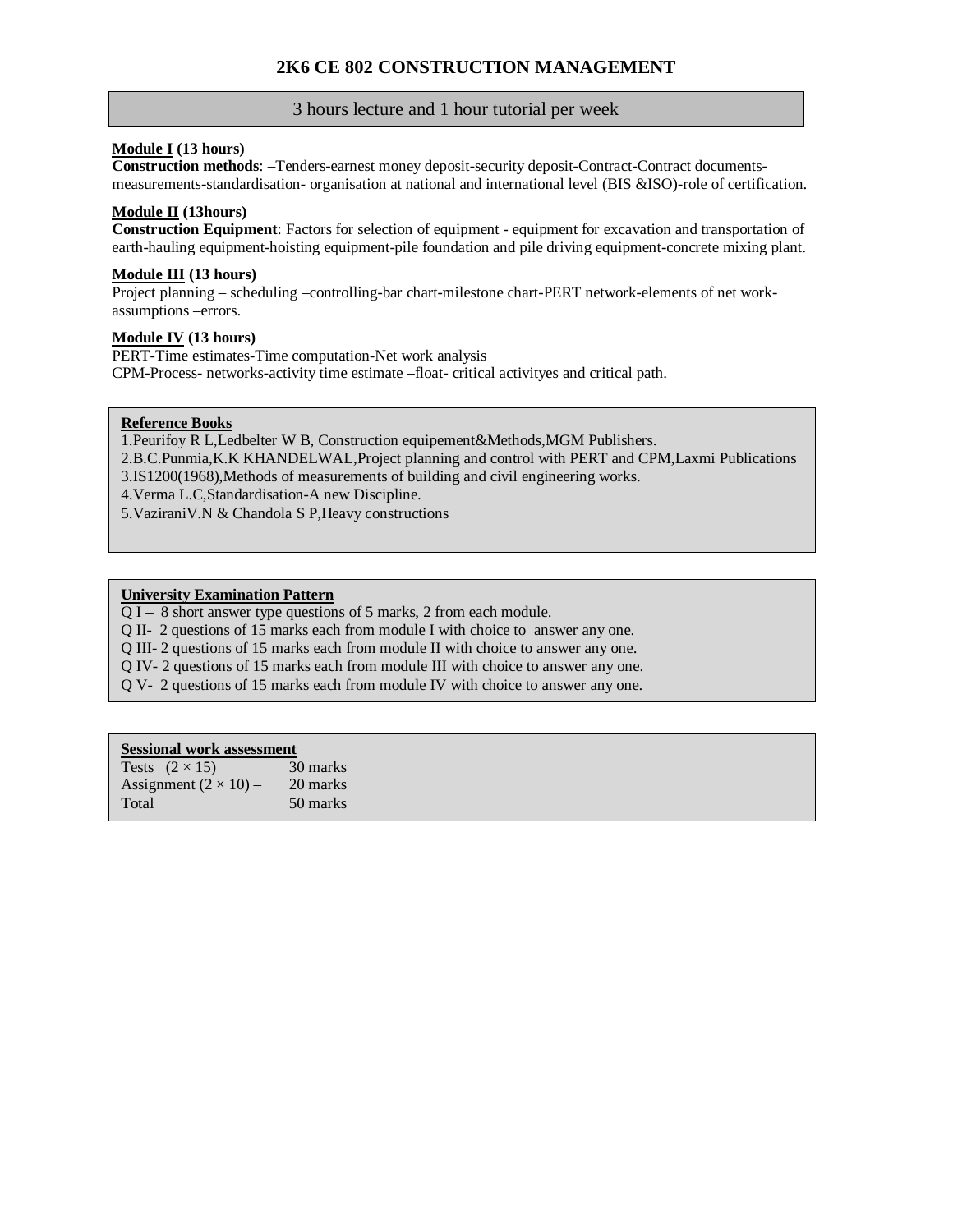# 2K6 CE 802 CONSTRUCTION MANAGEMENT

3 hours lecture and 1 hour tutorial per week

**Module I (13 hours)**
**Construction methods**: –Tenders-earnest money deposit-security deposit-Contract-Contract documents-measurements-standardisation- organisation at national and international level (BIS &ISO)-role of certification.

**Module II (13hours)**
**Construction Equipment**: Factors for selection of equipment - equipment for excavation and transportation of earth-hauling equipment-hoisting equipment-pile foundation and pile driving equipment-concrete mixing plant.

**Module III (13 hours)**
Project planning – scheduling –controlling-bar chart-milestone chart-PERT network-elements of net work-assumptions –errors.

**Module IV (13 hours)**
PERT-Time estimates-Time computation-Net work analysis
CPM-Process- networks-activity time estimate –float- critical activityes and critical path.

**Reference Books**
1.Peurifoy R L,Ledbelter W B, Construction equipement&Methods,MGM Publishers.
2.B.C.Punmia,K.K KHANDELWAL,Project planning and control with PERT and CPM,Laxmi Publications
3.IS1200(1968),Methods of measurements of building and civil engineering works.
4.Verma L.C,Standardisation-A new Discipline.
5.VaziraniV.N & Chandola S P,Heavy constructions

**University Examination Pattern**
Q I – 8 short answer type questions of 5 marks, 2 from each module.
Q II- 2 questions of 15 marks each from module I with choice to answer any one.
Q III- 2 questions of 15 marks each from module II with choice to answer any one.
Q IV- 2 questions of 15 marks each from module III with choice to answer any one.
Q V- 2 questions of 15 marks each from module IV with choice to answer any one.

**Sessional work assessment**

| | |
|---|---|
| Tests $(2 \times 15)$ | 30 marks |
| Assignment $(2 \times 10)$ – | 20 marks |
| Total | 50 marks |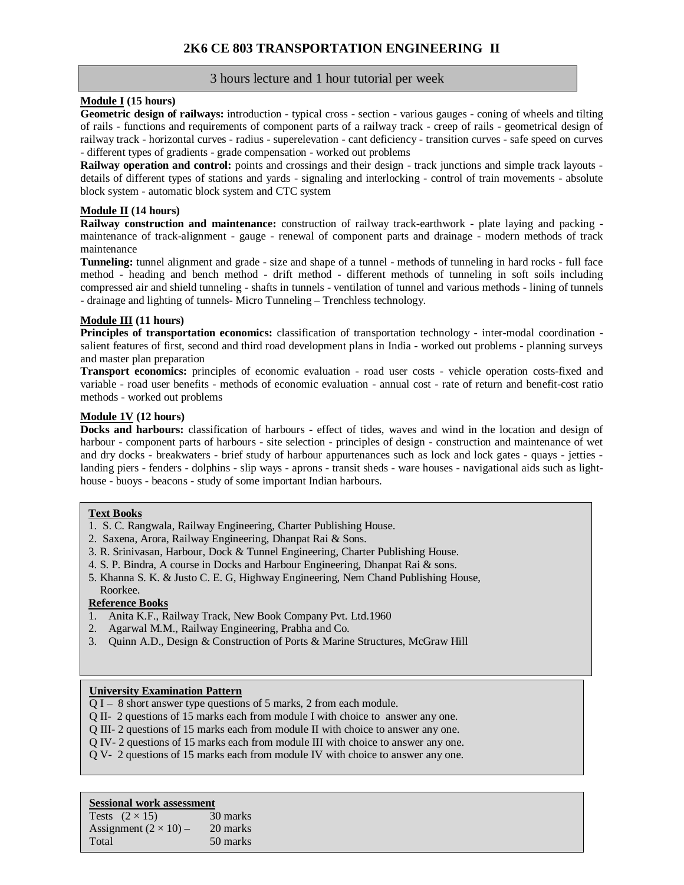# 2K6 CE 803 TRANSPORTATION ENGINEERING II

3 hours lecture and 1 hour tutorial per week

**Module I (15 hours)**

**Geometric design of railways:** introduction - typical cross - section - various gauges - coning of wheels and tilting of rails - functions and requirements of component parts of a railway track - creep of rails - geometrical design of railway track - horizontal curves - radius - superelevation - cant deficiency - transition curves - safe speed on curves - different types of gradients - grade compensation - worked out problems

**Railway operation and control:** points and crossings and their design - track junctions and simple track layouts - details of different types of stations and yards - signaling and interlocking - control of train movements - absolute block system - automatic block system and CTC system

**Module II (14 hours)**

**Railway construction and maintenance:** construction of railway track-earthwork - plate laying and packing - maintenance of track-alignment - gauge - renewal of component parts and drainage - modern methods of track maintenance

**Tunneling:** tunnel alignment and grade - size and shape of a tunnel - methods of tunneling in hard rocks - full face method - heading and bench method - drift method - different methods of tunneling in soft soils including compressed air and shield tunneling - shafts in tunnels - ventilation of tunnel and various methods - lining of tunnels - drainage and lighting of tunnels- Micro Tunneling – Trenchless technology.

**Module III (11 hours)**

**Principles of transportation economics:** classification of transportation technology - inter-modal coordination - salient features of first, second and third road development plans in India - worked out problems - planning surveys and master plan preparation

**Transport economics:** principles of economic evaluation - road user costs - vehicle operation costs-fixed and variable - road user benefits - methods of economic evaluation - annual cost - rate of return and benefit-cost ratio methods - worked out problems

**Module 1V (12 hours)**

**Docks and harbours:** classification of harbours - effect of tides, waves and wind in the location and design of harbour - component parts of harbours - site selection - principles of design - construction and maintenance of wet and dry docks - breakwaters - brief study of harbour appurtenances such as lock and lock gates - quays - jetties - landing piers - fenders - dolphins - slip ways - aprons - transit sheds - ware houses - navigational aids such as light-house - buoys - beacons - study of some important Indian harbours.

**Text Books**

1. S. C. Rangwala, Railway Engineering, Charter Publishing House.
2. Saxena, Arora, Railway Engineering, Dhanpat Rai & Sons.
3. R. Srinivasan, Harbour, Dock & Tunnel Engineering, Charter Publishing House.
4. S. P. Bindra, A course in Docks and Harbour Engineering, Dhanpat Rai & sons.
5. Khanna S. K. & Justo C. E. G, Highway Engineering, Nem Chand Publishing House, Roorkee.

**Reference Books**

1. Anita K.F., Railway Track, New Book Company Pvt. Ltd.1960
2. Agarwal M.M., Railway Engineering, Prabha and Co.
3. Quinn A.D., Design & Construction of Ports & Marine Structures, McGraw Hill

**University Examination Pattern**

Q I – 8 short answer type questions of 5 marks, 2 from each module.
Q II- 2 questions of 15 marks each from module I with choice to answer any one.
Q III- 2 questions of 15 marks each from module II with choice to answer any one.
Q IV- 2 questions of 15 marks each from module III with choice to answer any one.
Q V- 2 questions of 15 marks each from module IV with choice to answer any one.

**Sessional work assessment**

| | |
|---|---|
| Tests $(2 \times 15)$ | 30 marks |
| Assignment $(2 \times 10)$ – | 20 marks |
| Total | 50 marks |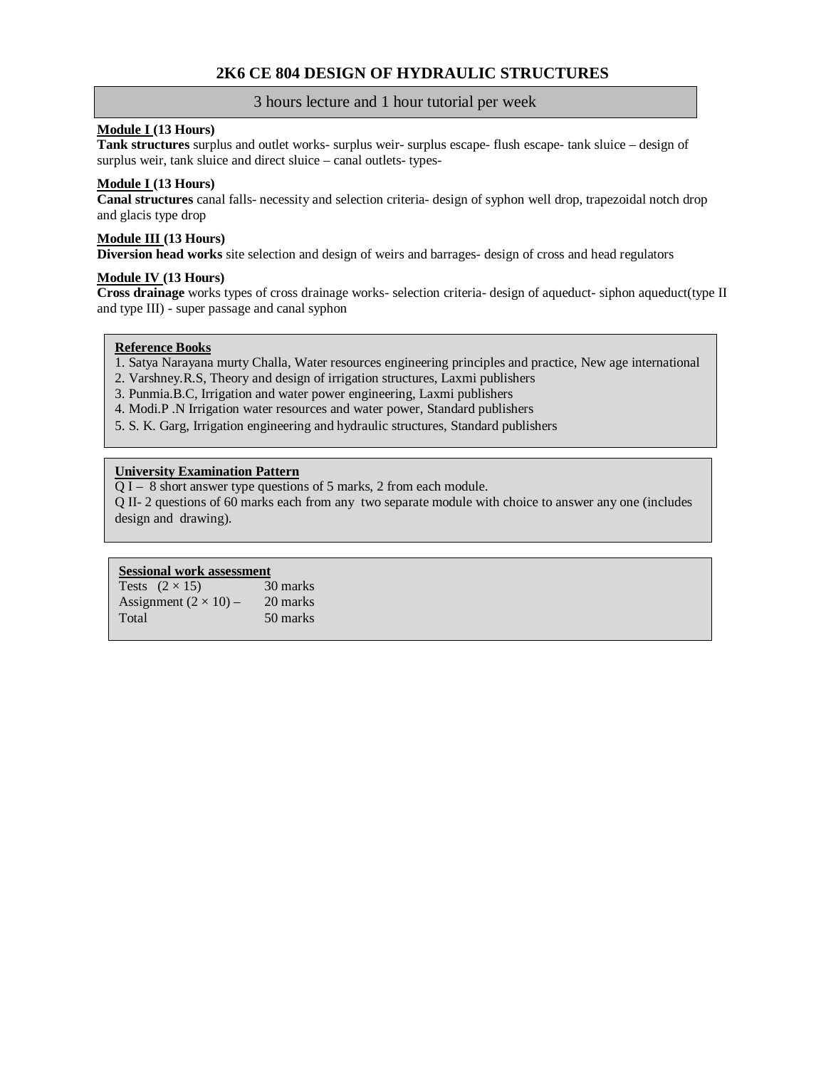# 2K6 CE 804 DESIGN OF HYDRAULIC STRUCTURES

3 hours lecture and 1 hour tutorial per week

**Module I (13 Hours)**
**Tank structures** surplus and outlet works- surplus weir- surplus escape- flush escape- tank sluice – design of surplus weir, tank sluice and direct sluice – canal outlets- types-

**Module I (13 Hours)**
**Canal structures** canal falls- necessity and selection criteria- design of syphon well drop, trapezoidal notch drop and glacis type drop

**Module III (13 Hours)**
**Diversion head works** site selection and design of weirs and barrages- design of cross and head regulators

**Module IV (13 Hours)**
**Cross drainage** works types of cross drainage works- selection criteria- design of aqueduct- siphon aqueduct(type II and type III) - super passage and canal syphon

**Reference Books**

1. Satya Narayana murty Challa, Water resources engineering principles and practice, New age international
2. Varshney.R.S, Theory and design of irrigation structures, Laxmi publishers
3. Punmia.B.C, Irrigation and water power engineering, Laxmi publishers
4. Modi.P .N Irrigation water resources and water power, Standard publishers
5. S. K. Garg, Irrigation engineering and hydraulic structures, Standard publishers

**University Examination Pattern**

Q I – 8 short answer type questions of 5 marks, 2 from each module.
Q II- 2 questions of 60 marks each from any two separate module with choice to answer any one (includes design and drawing).

**Sessional work assessment**

| | |
|---|---|
| Tests $(2 \times 15)$ | 30 marks |
| Assignment $(2 \times 10)$ – | 20 marks |
| Total | 50 marks |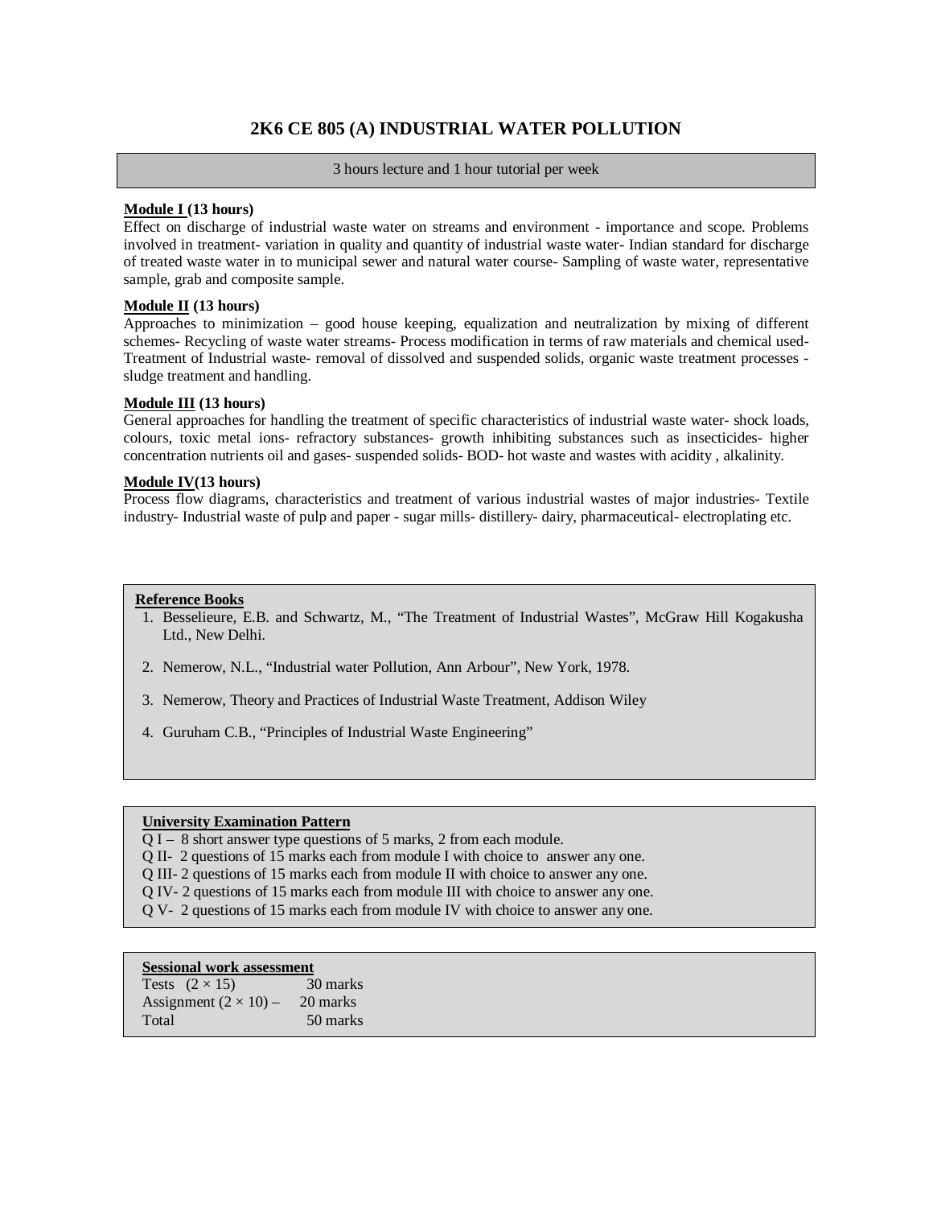# 2K6 CE 805 (A) INDUSTRIAL WATER POLLUTION

3 hours lecture and 1 hour tutorial per week

**Module I (13 hours)**

Effect on discharge of industrial waste water on streams and environment - importance and scope. Problems involved in treatment- variation in quality and quantity of industrial waste water- Indian standard for discharge of treated waste water in to municipal sewer and natural water course- Sampling of waste water, representative sample, grab and composite sample.

**Module II (13 hours)**

Approaches to minimization – good house keeping, equalization and neutralization by mixing of different schemes- Recycling of waste water streams- Process modification in terms of raw materials and chemical used- Treatment of Industrial waste- removal of dissolved and suspended solids, organic waste treatment processes - sludge treatment and handling.

**Module III (13 hours)**

General approaches for handling the treatment of specific characteristics of industrial waste water- shock loads, colours, toxic metal ions- refractory substances- growth inhibiting substances such as insecticides- higher concentration nutrients oil and gases- suspended solids- BOD- hot waste and wastes with acidity , alkalinity.

**Module IV(13 hours)**

Process flow diagrams, characteristics and treatment of various industrial wastes of major industries- Textile industry- Industrial waste of pulp and paper - sugar mills- distillery- dairy, pharmaceutical- electroplating etc.

**Reference Books**

1. Besselieure, E.B. and Schwartz, M., "The Treatment of Industrial Wastes", McGraw Hill Kogakusha Ltd., New Delhi.
2. Nemerow, N.L., "Industrial water Pollution, Ann Arbour", New York, 1978.
3. Nemerow, Theory and Practices of Industrial Waste Treatment, Addison Wiley
4. Guruham C.B., "Principles of Industrial Waste Engineering"

**University Examination Pattern**

Q I – 8 short answer type questions of 5 marks, 2 from each module.
Q II- 2 questions of 15 marks each from module I with choice to answer any one.
Q III- 2 questions of 15 marks each from module II with choice to answer any one.
Q IV- 2 questions of 15 marks each from module III with choice to answer any one.
Q V- 2 questions of 15 marks each from module IV with choice to answer any one.

**Sessional work assessment**

| | |
|---|---|
| Tests $(2 \times 15)$ | 30 marks |
| Assignment $(2 \times 10)$ – | 20 marks |
| Total | 50 marks |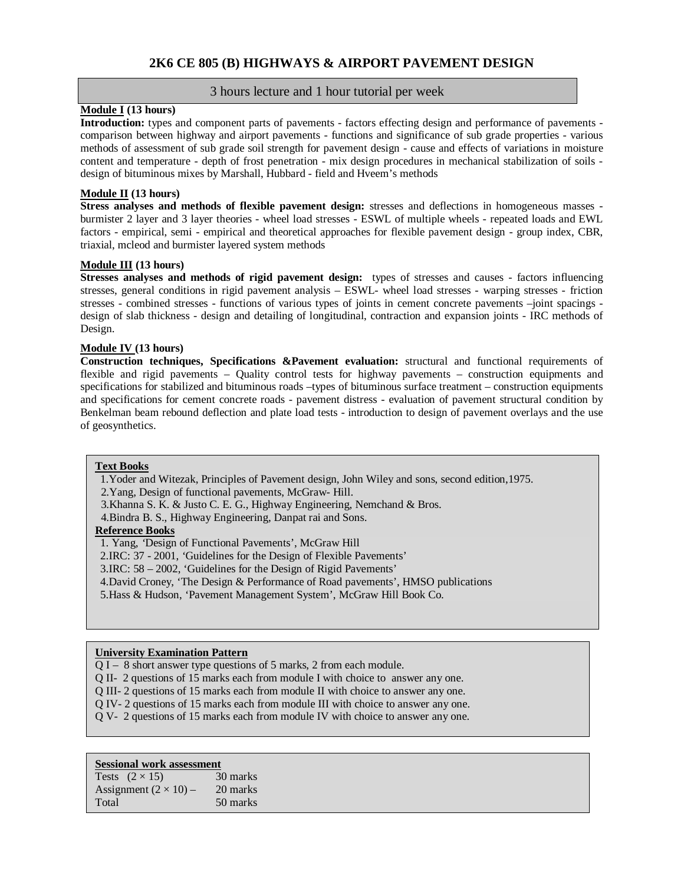# 2K6 CE 805 (B) HIGHWAYS & AIRPORT PAVEMENT DESIGN

3 hours lecture and 1 hour tutorial per week

**Module I (13 hours)**

**Introduction:** types and component parts of pavements - factors effecting design and performance of pavements - comparison between highway and airport pavements - functions and significance of sub grade properties - various methods of assessment of sub grade soil strength for pavement design - cause and effects of variations in moisture content and temperature - depth of frost penetration - mix design procedures in mechanical stabilization of soils - design of bituminous mixes by Marshall, Hubbard - field and Hveem's methods

**Module II (13 hours)**

**Stress analyses and methods of flexible pavement design:** stresses and deflections in homogeneous masses - burmister 2 layer and 3 layer theories - wheel load stresses - ESWL of multiple wheels - repeated loads and EWL factors - empirical, semi - empirical and theoretical approaches for flexible pavement design - group index, CBR, triaxial, mcleod and burmister layered system methods

**Module III (13 hours)**

**Stresses analyses and methods of rigid pavement design:** types of stresses and causes - factors influencing stresses, general conditions in rigid pavement analysis – ESWL- wheel load stresses - warping stresses - friction stresses - combined stresses - functions of various types of joints in cement concrete pavements –joint spacings - design of slab thickness - design and detailing of longitudinal, contraction and expansion joints - IRC methods of Design.

**Module IV (13 hours)**

**Construction techniques, Specifications &Pavement evaluation:** structural and functional requirements of flexible and rigid pavements – Quality control tests for highway pavements – construction equipments and specifications for stabilized and bituminous roads –types of bituminous surface treatment – construction equipments and specifications for cement concrete roads - pavement distress - evaluation of pavement structural condition by Benkelman beam rebound deflection and plate load tests - introduction to design of pavement overlays and the use of geosynthetics.

**Text Books**

1. Yoder and Witezak, Principles of Pavement design, John Wiley and sons, second edition,1975.
2. Yang, Design of functional pavements, McGraw- Hill.
3. Khanna S. K. & Justo C. E. G., Highway Engineering, Nemchand & Bros.
4. Bindra B. S., Highway Engineering, Danpat rai and Sons.

**Reference Books**

1. Yang, 'Design of Functional Pavements', McGraw Hill
2. IRC: 37 - 2001, 'Guidelines for the Design of Flexible Pavements'
3. IRC: 58 – 2002, 'Guidelines for the Design of Rigid Pavements'
4. David Croney, 'The Design & Performance of Road pavements', HMSO publications
5. Hass & Hudson, 'Pavement Management System', McGraw Hill Book Co.

**University Examination Pattern**

Q I – 8 short answer type questions of 5 marks, 2 from each module.
Q II- 2 questions of 15 marks each from module I with choice to answer any one.
Q III- 2 questions of 15 marks each from module II with choice to answer any one.
Q IV- 2 questions of 15 marks each from module III with choice to answer any one.
Q V- 2 questions of 15 marks each from module IV with choice to answer any one.

**Sessional work assessment**

| | |
|---|---|
| Tests $(2 \times 15)$ | 30 marks |
| Assignment $(2 \times 10)$ – | 20 marks |
| Total | 50 marks |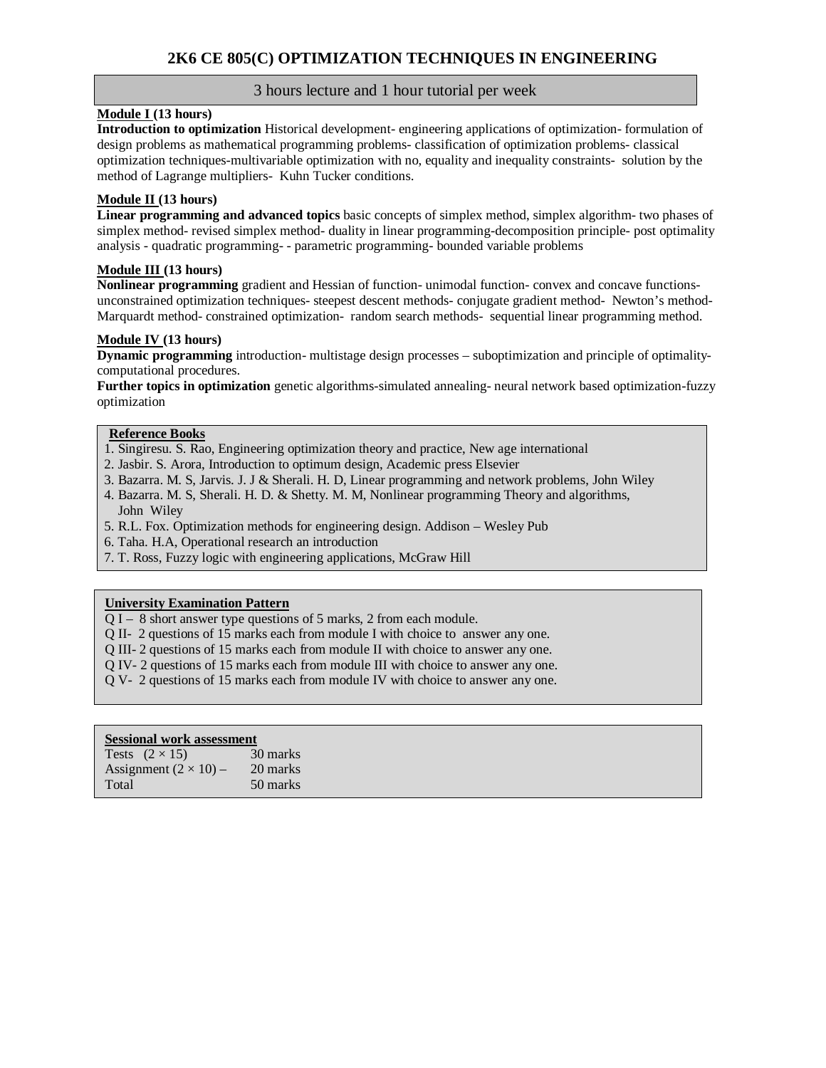## 2K6 CE 805(C) OPTIMIZATION TECHNIQUES IN ENGINEERING

3 hours lecture and 1 hour tutorial per week

**Module I (13 hours)**

**Introduction to optimization** Historical development- engineering applications of optimization- formulation of design problems as mathematical programming problems- classification of optimization problems- classical optimization techniques-multivariable optimization with no, equality and inequality constraints- solution by the method of Lagrange multipliers- Kuhn Tucker conditions.

**Module II (13 hours)**

**Linear programming and advanced topics** basic concepts of simplex method, simplex algorithm- two phases of simplex method- revised simplex method- duality in linear programming-decomposition principle- post optimality analysis - quadratic programming- - parametric programming- bounded variable problems

**Module III (13 hours)**

**Nonlinear programming** gradient and Hessian of function- unimodal function- convex and concave functions- unconstrained optimization techniques- steepest descent methods- conjugate gradient method- Newton's method- Marquardt method- constrained optimization- random search methods- sequential linear programming method.

**Module IV (13 hours)**

**Dynamic programming** introduction- multistage design processes – suboptimization and principle of optimality- computational procedures.

**Further topics in optimization** genetic algorithms-simulated annealing- neural network based optimization-fuzzy optimization

**Reference Books**

1. Singiresu. S. Rao, Engineering optimization theory and practice, New age international
2. Jasbir. S. Arora, Introduction to optimum design, Academic press Elsevier
3. Bazarra. M. S, Jarvis. J. J & Sherali. H. D, Linear programming and network problems, John Wiley
4. Bazarra. M. S, Sherali. H. D. & Shetty. M. M, Nonlinear programming Theory and algorithms, John Wiley
5. R.L. Fox. Optimization methods for engineering design. Addison – Wesley Pub
6. Taha. H.A, Operational research an introduction
7. T. Ross, Fuzzy logic with engineering applications, McGraw Hill

**University Examination Pattern**

Q I – 8 short answer type questions of 5 marks, 2 from each module.
Q II- 2 questions of 15 marks each from module I with choice to answer any one.
Q III- 2 questions of 15 marks each from module II with choice to answer any one.
Q IV- 2 questions of 15 marks each from module III with choice to answer any one.
Q V- 2 questions of 15 marks each from module IV with choice to answer any one.

**Sessional work assessment**

| | |
|---|---|
| Tests $(2 \times 15)$ | 30 marks |
| Assignment $(2 \times 10)$ – | 20 marks |
| Total | 50 marks |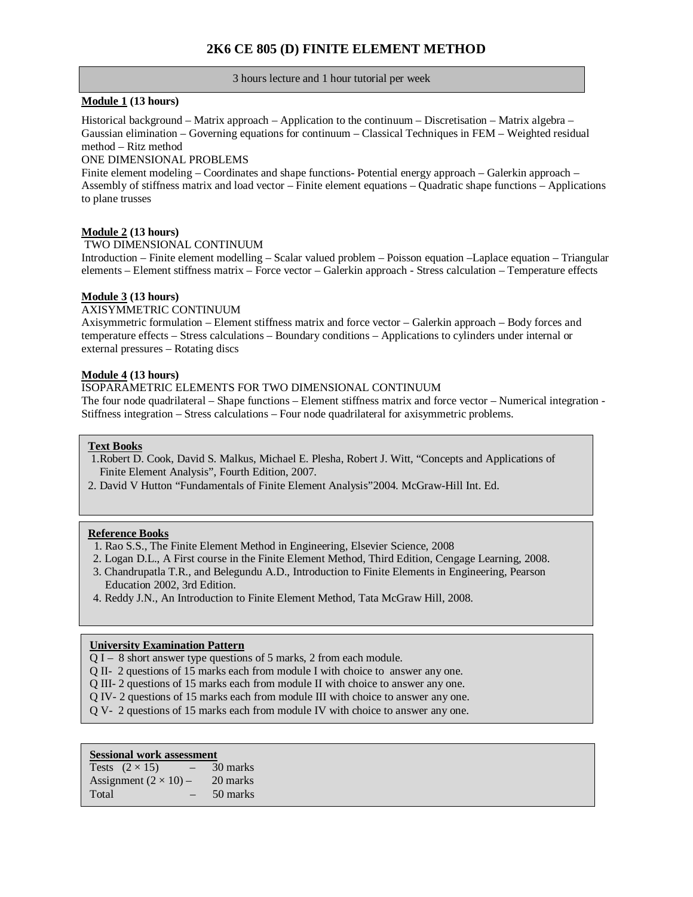# 2K6 CE 805 (D) FINITE ELEMENT METHOD

3 hours lecture and 1 hour tutorial per week

**Module 1 (13 hours)**

Historical background – Matrix approach – Application to the continuum – Discretisation – Matrix algebra – Gaussian elimination – Governing equations for continuum – Classical Techniques in FEM – Weighted residual method – Ritz method

ONE DIMENSIONAL PROBLEMS

Finite element modeling – Coordinates and shape functions- Potential energy approach – Galerkin approach – Assembly of stiffness matrix and load vector – Finite element equations – Quadratic shape functions – Applications to plane trusses

**Module 2 (13 hours)**

TWO DIMENSIONAL CONTINUUM

Introduction – Finite element modelling – Scalar valued problem – Poisson equation –Laplace equation – Triangular elements – Element stiffness matrix – Force vector – Galerkin approach - Stress calculation – Temperature effects

**Module 3 (13 hours)**

AXISYMMETRIC CONTINUUM

Axisymmetric formulation – Element stiffness matrix and force vector – Galerkin approach – Body forces and temperature effects – Stress calculations – Boundary conditions – Applications to cylinders under internal or external pressures – Rotating discs

**Module 4 (13 hours)**

ISOPARAMETRIC ELEMENTS FOR TWO DIMENSIONAL CONTINUUM

The four node quadrilateral – Shape functions – Element stiffness matrix and force vector – Numerical integration - Stiffness integration – Stress calculations – Four node quadrilateral for axisymmetric problems.

**Text Books**

1. Robert D. Cook, David S. Malkus, Michael E. Plesha, Robert J. Witt, "Concepts and Applications of Finite Element Analysis", Fourth Edition, 2007.
2. David V Hutton "Fundamentals of Finite Element Analysis"2004. McGraw-Hill Int. Ed.

**Reference Books**

1. Rao S.S., The Finite Element Method in Engineering, Elsevier Science, 2008
2. Logan D.L., A First course in the Finite Element Method, Third Edition, Cengage Learning, 2008.
3. Chandrupatla T.R., and Belegundu A.D., Introduction to Finite Elements in Engineering, Pearson Education 2002, 3rd Edition.
4. Reddy J.N., An Introduction to Finite Element Method, Tata McGraw Hill, 2008.

**University Examination Pattern**

Q I – 8 short answer type questions of 5 marks, 2 from each module.
Q II- 2 questions of 15 marks each from module I with choice to answer any one.
Q III- 2 questions of 15 marks each from module II with choice to answer any one.
Q IV- 2 questions of 15 marks each from module III with choice to answer any one.
Q V- 2 questions of 15 marks each from module IV with choice to answer any one.

**Sessional work assessment**

| | | |
|---|---|---|
| Tests $(2 \times 15)$ | – | 30 marks |
| Assignment $(2 \times 10)$ | – | 20 marks |
| Total | – | 50 marks |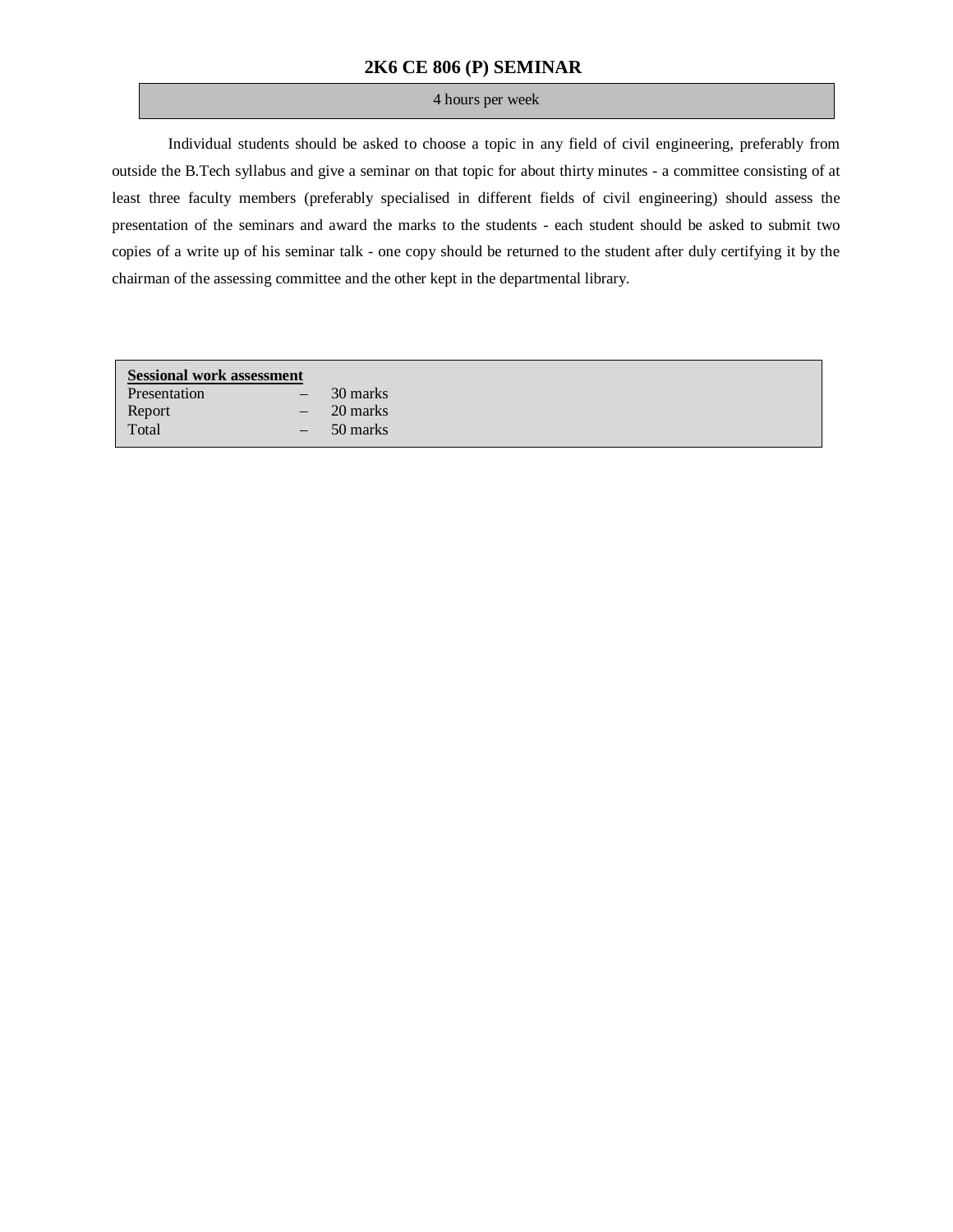# 2K6 CE 806 (P) SEMINAR

4 hours per week

Individual students should be asked to choose a topic in any field of civil engineering, preferably from outside the B.Tech syllabus and give a seminar on that topic for about thirty minutes - a committee consisting of at least three faculty members (preferably specialised in different fields of civil engineering) should assess the presentation of the seminars and award the marks to the students - each student should be asked to submit two copies of a write up of his seminar talk - one copy should be returned to the student after duly certifying it by the chairman of the assessing committee and the other kept in the departmental library.

**Sessional work assessment**

| | | |
|---|---|---|
| Presentation | – | 30 marks |
| Report | – | 20 marks |
| Total | – | 50 marks |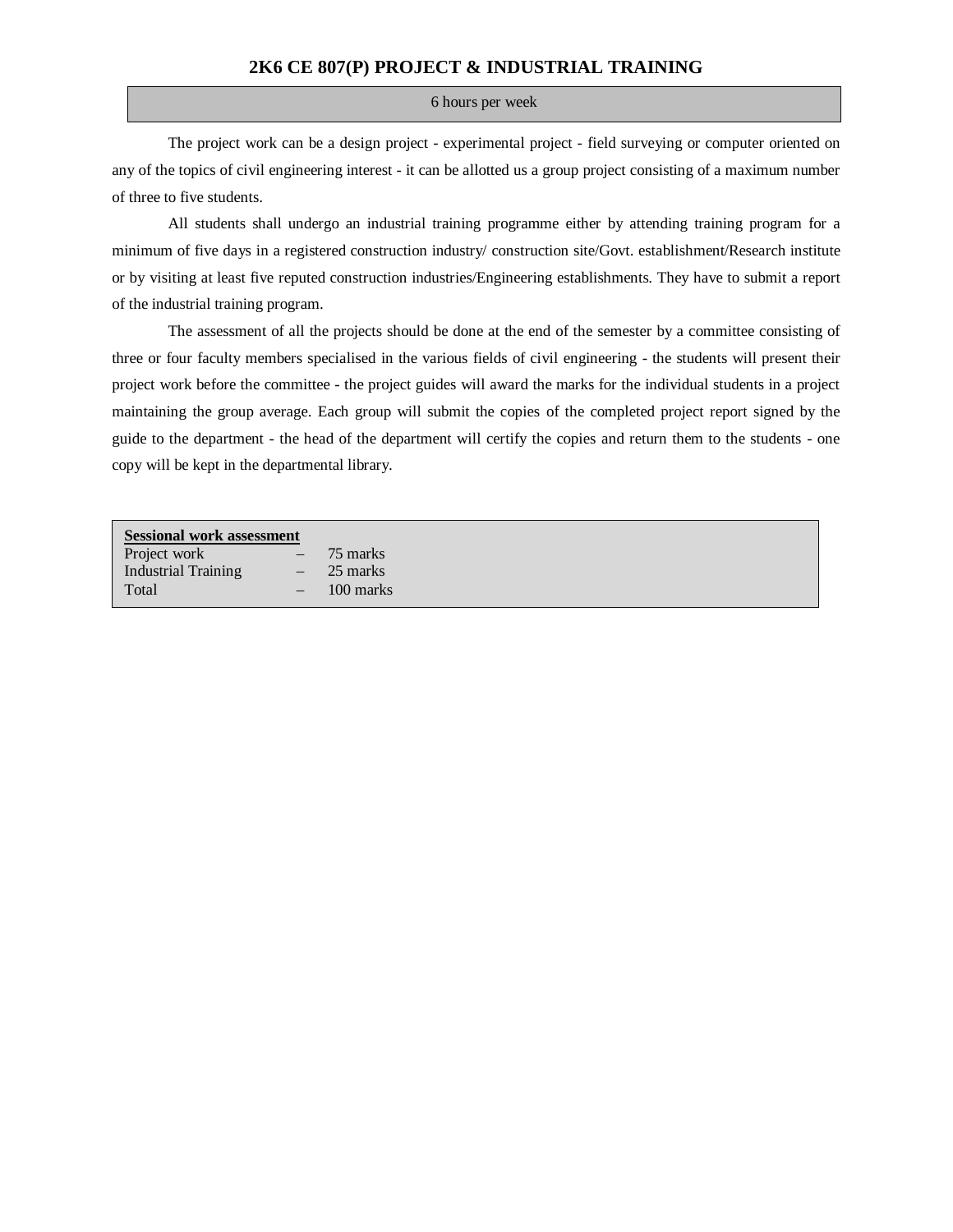## 2K6 CE 807(P) PROJECT & INDUSTRIAL TRAINING

6 hours per week

The project work can be a design project - experimental project - field surveying or computer oriented on any of the topics of civil engineering interest - it can be allotted us a group project consisting of a maximum number of three to five students.

All students shall undergo an industrial training programme either by attending training program for a minimum of five days in a registered construction industry/ construction site/Govt. establishment/Research institute or by visiting at least five reputed construction industries/Engineering establishments. They have to submit a report of the industrial training program.

The assessment of all the projects should be done at the end of the semester by a committee consisting of three or four faculty members specialised in the various fields of civil engineering - the students will present their project work before the committee - the project guides will award the marks for the individual students in a project maintaining the group average. Each group will submit the copies of the completed project report signed by the guide to the department - the head of the department will certify the copies and return them to the students - one copy will be kept in the departmental library.

**Sessional work assessment**

| | | |
|---|---|---|
| Project work | – | 75 marks |
| Industrial Training | – | 25 marks |
| Total | – | 100 marks |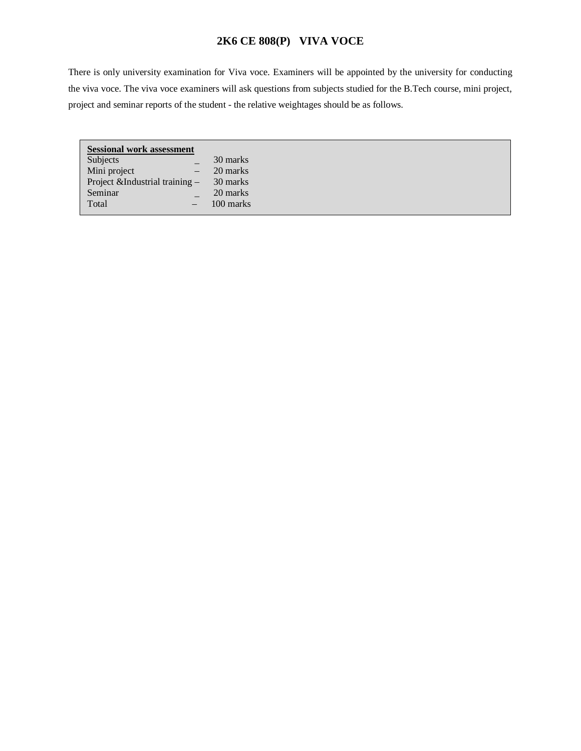## 2K6 CE 808(P) VIVA VOCE

There is only university examination for Viva voce. Examiners will be appointed by the university for conducting the viva voce. The viva voce examiners will ask questions from subjects studied for the B.Tech course, mini project, project and seminar reports of the student - the relative weightages should be as follows.

**Sessional work assessment**

| | | |
|---|---|---|
| Subjects | _ | 30 marks |
| Mini project | – | 20 marks |
| Project &Industrial training | – | 30 marks |
| Seminar | _ | 20 marks |
| Total | – | 100 marks |